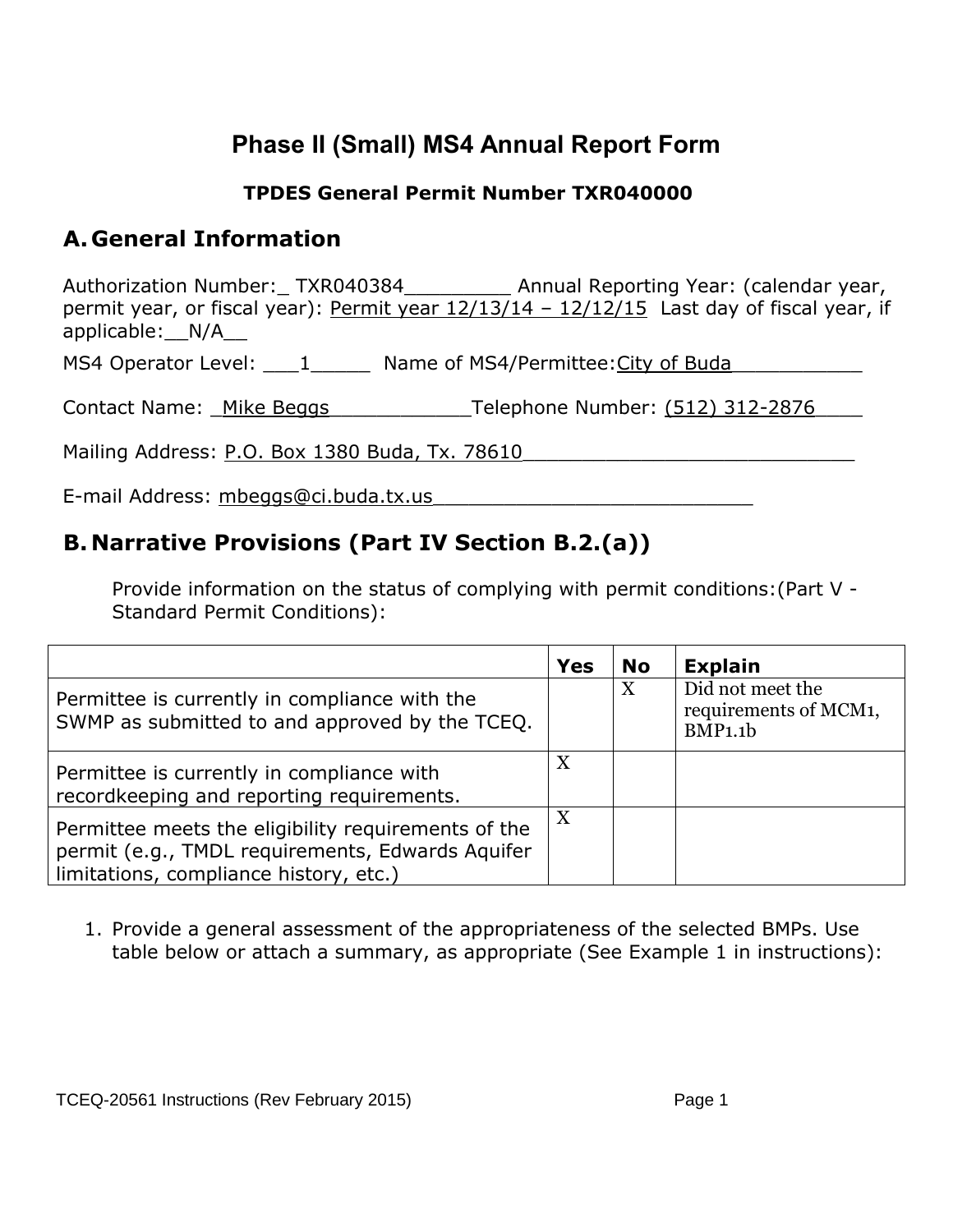# Phase II (Small) MS4 Annual Report Form

**TPDES General Permit Number TXR040000**

## A. General Information

Authorization Number:_ TXR040384_________ Annual Reporting Year: (calendar year, permit year, or fiscal year): Permit year 12/13/14 – 12/12/15 Last day of fiscal year, if applicable:__N/A__

MS4 Operator Level: ___1_____ Name of MS4/Permittee: City of Buda___________

Contact Name: _Mike Beggs____________Telephone Number: (512) 312-2876____

Mailing Address: P.O. Box 1380 Buda, Tx. 78610____________________________

E-mail Address: mbeggs@ci.buda.tx.us___________________________

## B. Narrative Provisions (Part IV Section B.2.(a))

Provide information on the status of complying with permit conditions:(Part V - Standard Permit Conditions):

| | Yes | No | Explain |
|---|---|---|---|
| Permittee is currently in compliance with the SWMP as submitted to and approved by the TCEQ. | | X | Did not meet the requirements of MCM1, BMP1.1b |
| Permittee is currently in compliance with recordkeeping and reporting requirements. | X | | |
| Permittee meets the eligibility requirements of the permit (e.g., TMDL requirements, Edwards Aquifer limitations, compliance history, etc.) | X | | |

1. Provide a general assessment of the appropriateness of the selected BMPs. Use table below or attach a summary, as appropriate (See Example 1 in instructions):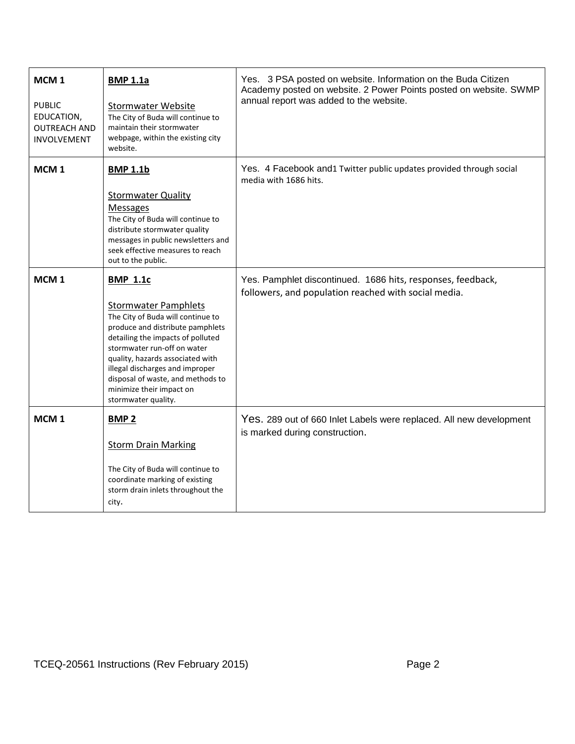| | | |
|---|---|---|
| **MCM 1**<br><br>PUBLIC EDUCATION, OUTREACH AND INVOLVEMENT | **BMP 1.1a**<br><br>Stormwater Website<br>The City of Buda will continue to maintain their stormwater webpage, within the existing city website. | Yes. 3 PSA posted on website. Information on the Buda Citizen Academy posted on website. 2 Power Points posted on website. SWMP annual report was added to the website. |
| **MCM 1** | **BMP 1.1b**<br><br>Stormwater Quality Messages<br>The City of Buda will continue to distribute stormwater quality messages in public newsletters and seek effective measures to reach out to the public. | Yes. 4 Facebook and1 Twitter public updates provided through social media with 1686 hits. |
| **MCM 1** | **BMP 1.1c**<br><br>Stormwater Pamphlets<br>The City of Buda will continue to produce and distribute pamphlets detailing the impacts of polluted stormwater run-off on water quality, hazards associated with illegal discharges and improper disposal of waste, and methods to minimize their impact on stormwater quality. | Yes. Pamphlet discontinued. 1686 hits, responses, feedback, followers, and population reached with social media. |
| **MCM 1** | **BMP 2**<br><br>Storm Drain Marking<br><br>The City of Buda will continue to coordinate marking of existing storm drain inlets throughout the city. | Yes. 289 out of 660 Inlet Labels were replaced. All new development is marked during construction. |

TCEQ-20561 Instructions (Rev February 2015)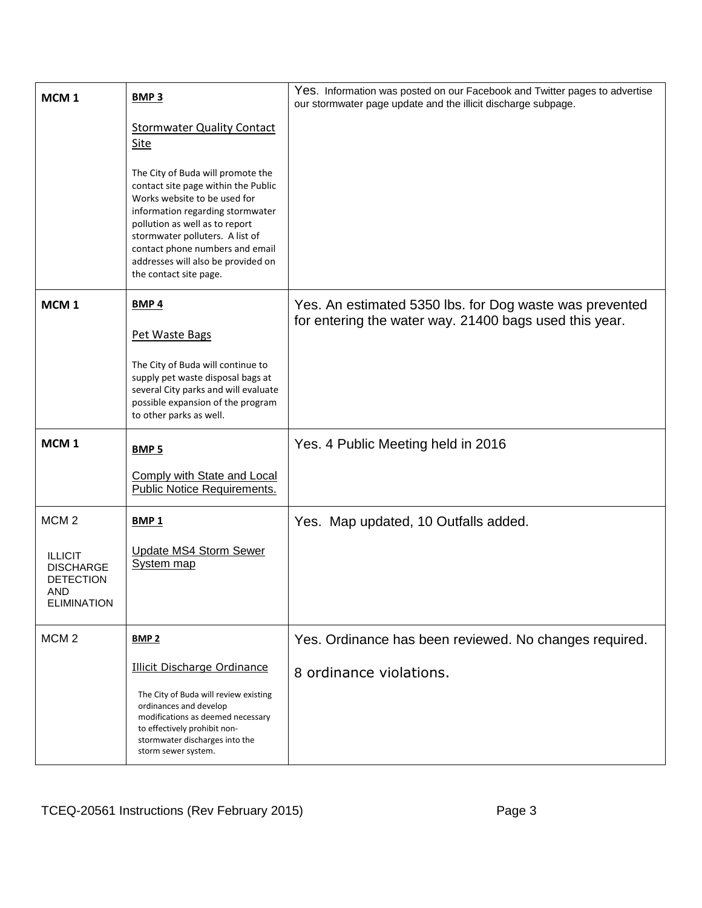| | | |
|---|---|---|
| **MCM 1** | **BMP 3**<br><br>Stormwater Quality Contact Site<br><br>The City of Buda will promote the contact site page within the Public Works website to be used for information regarding stormwater pollution as well as to report stormwater polluters. A list of contact phone numbers and email addresses will also be provided on the contact site page. | Yes. Information was posted on our Facebook and Twitter pages to advertise our stormwater page update and the illicit discharge subpage. |
| **MCM 1** | **BMP 4**<br><br>Pet Waste Bags<br><br>The City of Buda will continue to supply pet waste disposal bags at several City parks and will evaluate possible expansion of the program to other parks as well. | Yes. An estimated 5350 lbs. for Dog waste was prevented for entering the water way. 21400 bags used this year. |
| **MCM 1** | **BMP 5**<br><br>Comply with State and Local Public Notice Requirements. | Yes. 4 Public Meeting held in 2016 |
| MCM 2<br><br>ILLICIT DISCHARGE DETECTION AND ELIMINATION | **BMP 1**<br><br>Update MS4 Storm Sewer System map | Yes. Map updated, 10 Outfalls added. |
| MCM 2 | **BMP 2**<br><br>Illicit Discharge Ordinance<br><br>The City of Buda will review existing ordinances and develop modifications as deemed necessary to effectively prohibit non-stormwater discharges into the storm sewer system. | Yes. Ordinance has been reviewed. No changes required.<br><br>8 ordinance violations. |

TCEQ-20561 Instructions (Rev February 2015)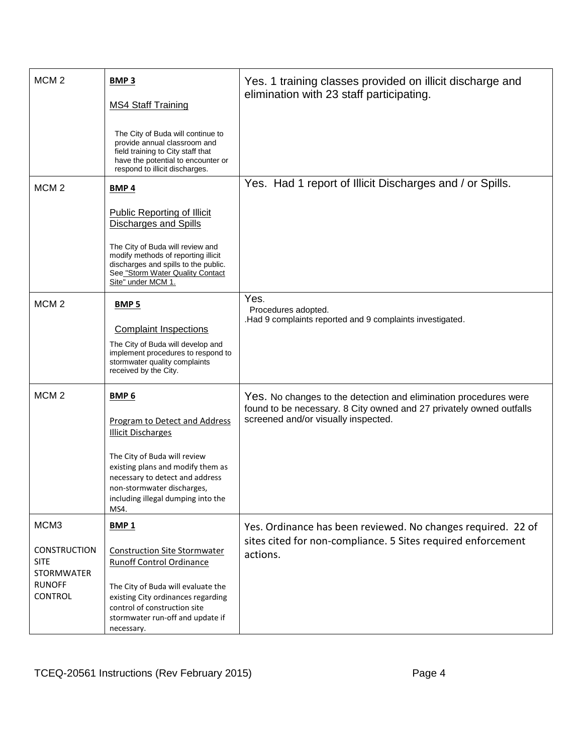| | | |
|---|---|---|
| MCM 2 | **BMP 3**<br><br>MS4 Staff Training<br><br>The City of Buda will continue to provide annual classroom and field training to City staff that have the potential to encounter or respond to illicit discharges. | Yes. 1 training classes provided on illicit discharge and elimination with 23 staff participating. |
| MCM 2 | **BMP 4**<br><br>Public Reporting of Illicit Discharges and Spills<br><br>The City of Buda will review and modify methods of reporting illicit discharges and spills to the public. See "Storm Water Quality Contact Site" under MCM 1. | Yes. Had 1 report of Illicit Discharges and / or Spills. |
| MCM 2 | **BMP 5**<br><br>Complaint Inspections<br><br>The City of Buda will develop and implement procedures to respond to stormwater quality complaints received by the City. | Yes.<br>Procedures adopted.<br>.Had 9 complaints reported and 9 complaints investigated. |
| MCM 2 | **BMP 6**<br><br>Program to Detect and Address Illicit Discharges<br><br>The City of Buda will review existing plans and modify them as necessary to detect and address non-stormwater discharges, including illegal dumping into the MS4. | Yes. No changes to the detection and elimination procedures were found to be necessary. 8 City owned and 27 privately owned outfalls screened and/or visually inspected. |
| MCM3<br><br>CONSTRUCTION SITE STORMWATER RUNOFF CONTROL | **BMP 1**<br><br>Construction Site Stormwater Runoff Control Ordinance<br><br>The City of Buda will evaluate the existing City ordinances regarding control of construction site stormwater run-off and update if necessary. | Yes. Ordinance has been reviewed. No changes required. 22 of sites cited for non-compliance. 5 Sites required enforcement actions. |

TCEQ-20561 Instructions (Rev February 2015)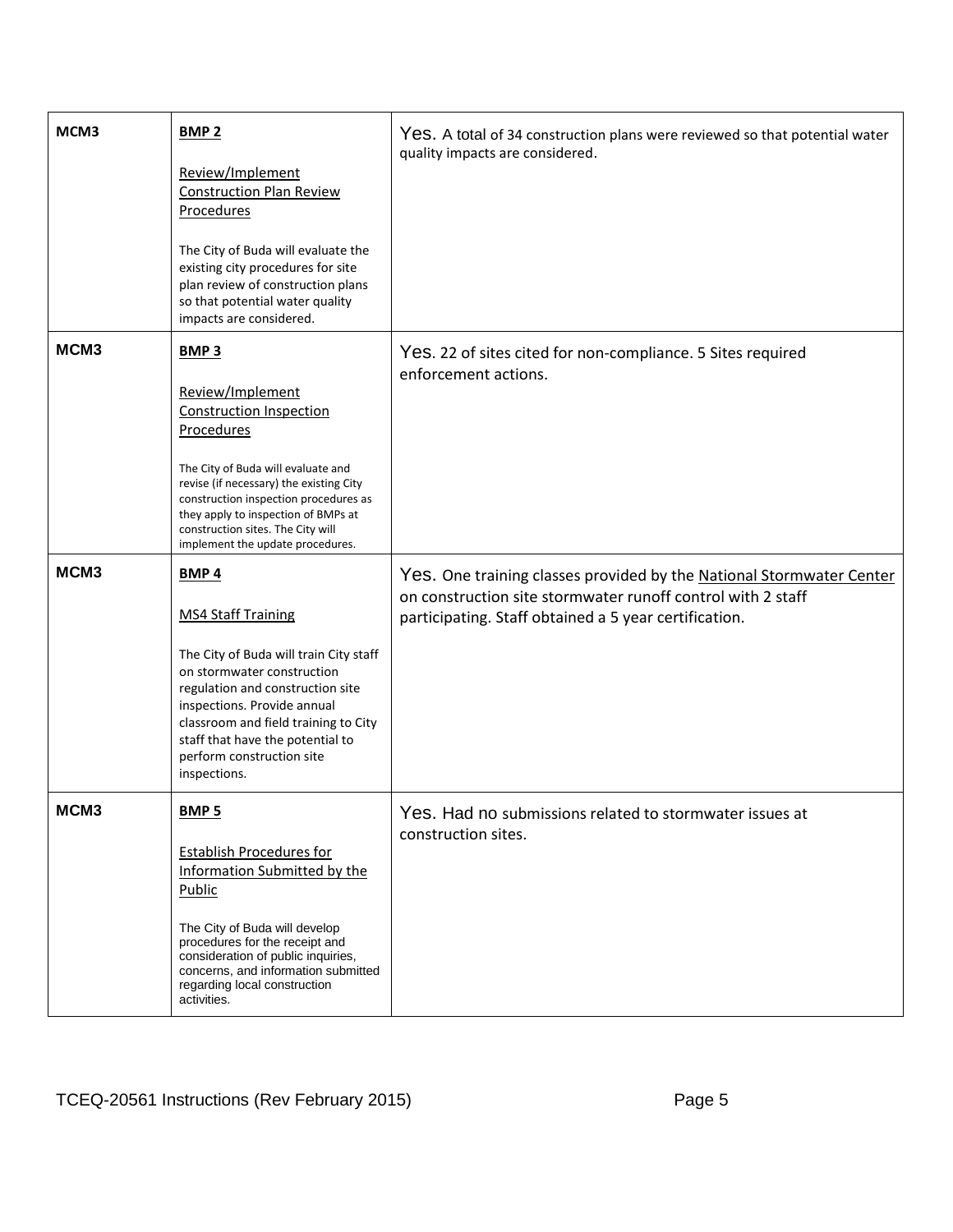| | | |
|---|---|---|
| **MCM3** | **BMP 2**<br><br>Review/Implement Construction Plan Review Procedures<br><br>The City of Buda will evaluate the existing city procedures for site plan review of construction plans so that potential water quality impacts are considered. | Yes. A total of 34 construction plans were reviewed so that potential water quality impacts are considered. |
| **MCM3** | **BMP 3**<br><br>Review/Implement Construction Inspection Procedures<br><br>The City of Buda will evaluate and revise (if necessary) the existing City construction inspection procedures as they apply to inspection of BMPs at construction sites. The City will implement the update procedures. | Yes. 22 of sites cited for non-compliance. 5 Sites required enforcement actions. |
| **MCM3** | **BMP 4**<br><br>MS4 Staff Training<br><br>The City of Buda will train City staff on stormwater construction regulation and construction site inspections. Provide annual classroom and field training to City staff that have the potential to perform construction site inspections. | Yes. One training classes provided by the National Stormwater Center on construction site stormwater runoff control with 2 staff participating. Staff obtained a 5 year certification. |
| **MCM3** | **BMP 5**<br><br>Establish Procedures for Information Submitted by the Public<br><br>The City of Buda will develop procedures for the receipt and consideration of public inquiries, concerns, and information submitted regarding local construction activities. | Yes. Had no submissions related to stormwater issues at construction sites. |

TCEQ-20561 Instructions (Rev February 2015)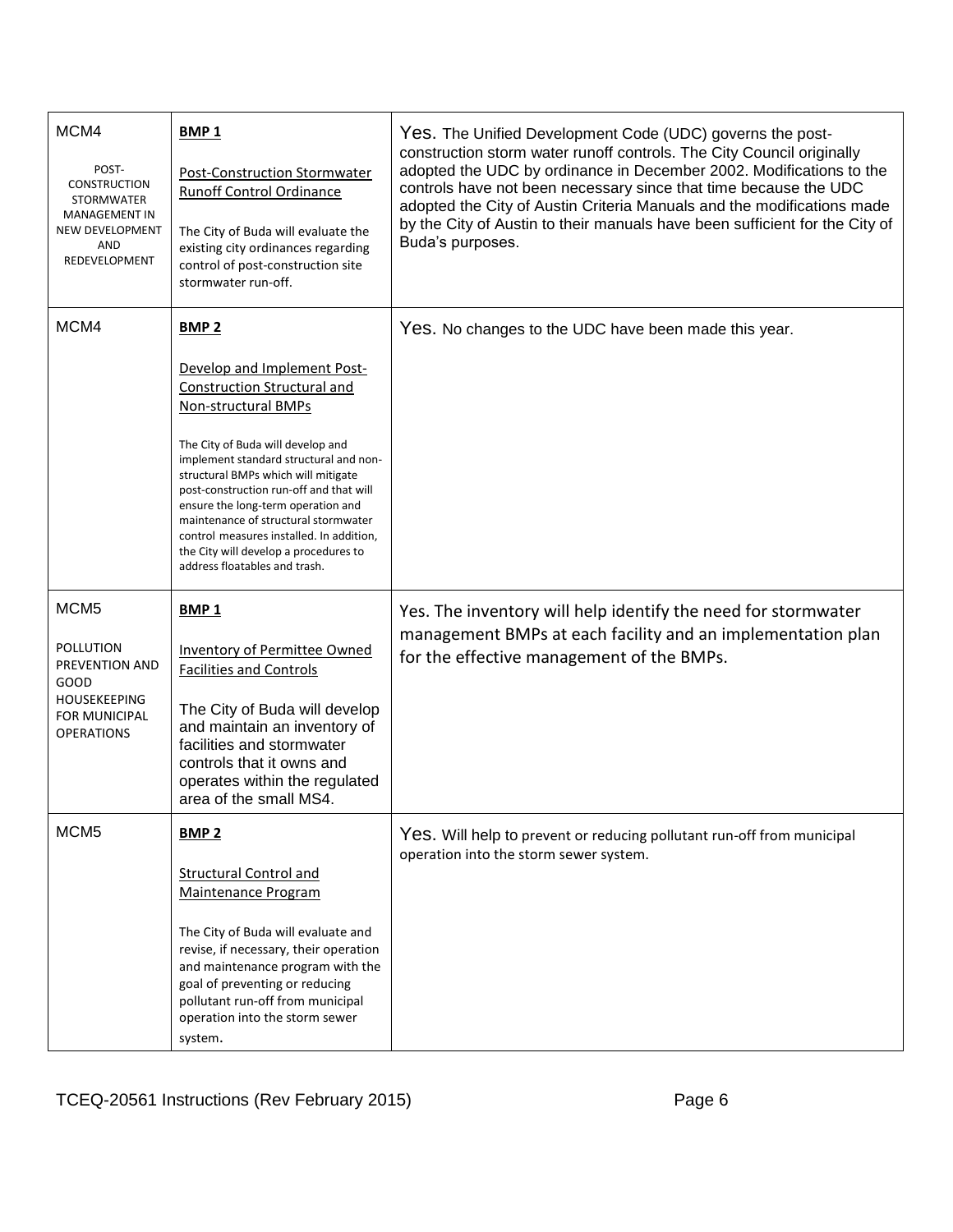| | | |
|---|---|---|
| MCM4<br><br>POST-CONSTRUCTION STORMWATER MANAGEMENT IN NEW DEVELOPMENT AND REDEVELOPMENT | **BMP 1**<br><br>Post-Construction Stormwater Runoff Control Ordinance<br><br>The City of Buda will evaluate the existing city ordinances regarding control of post-construction site stormwater run-off. | Yes. The Unified Development Code (UDC) governs the post-construction storm water runoff controls. The City Council originally adopted the UDC by ordinance in December 2002. Modifications to the controls have not been necessary since that time because the UDC adopted the City of Austin Criteria Manuals and the modifications made by the City of Austin to their manuals have been sufficient for the City of Buda's purposes. |
| MCM4 | **BMP 2**<br><br>Develop and Implement Post-Construction Structural and Non-structural BMPs<br><br>The City of Buda will develop and implement standard structural and non-structural BMPs which will mitigate post-construction run-off and that will ensure the long-term operation and maintenance of structural stormwater control measures installed. In addition, the City will develop a procedures to address floatables and trash. | Yes. No changes to the UDC have been made this year. |
| MCM5<br><br>POLLUTION PREVENTION AND GOOD HOUSEKEEPING FOR MUNICIPAL OPERATIONS | **BMP 1**<br><br>Inventory of Permittee Owned Facilities and Controls<br><br>The City of Buda will develop and maintain an inventory of facilities and stormwater controls that it owns and operates within the regulated area of the small MS4. | Yes. The inventory will help identify the need for stormwater management BMPs at each facility and an implementation plan for the effective management of the BMPs. |
| MCM5 | **BMP 2**<br><br>Structural Control and Maintenance Program<br><br>The City of Buda will evaluate and revise, if necessary, their operation and maintenance program with the goal of preventing or reducing pollutant run-off from municipal operation into the storm sewer system. | Yes. Will help to prevent or reducing pollutant run-off from municipal operation into the storm sewer system. |

TCEQ-20561 Instructions (Rev February 2015)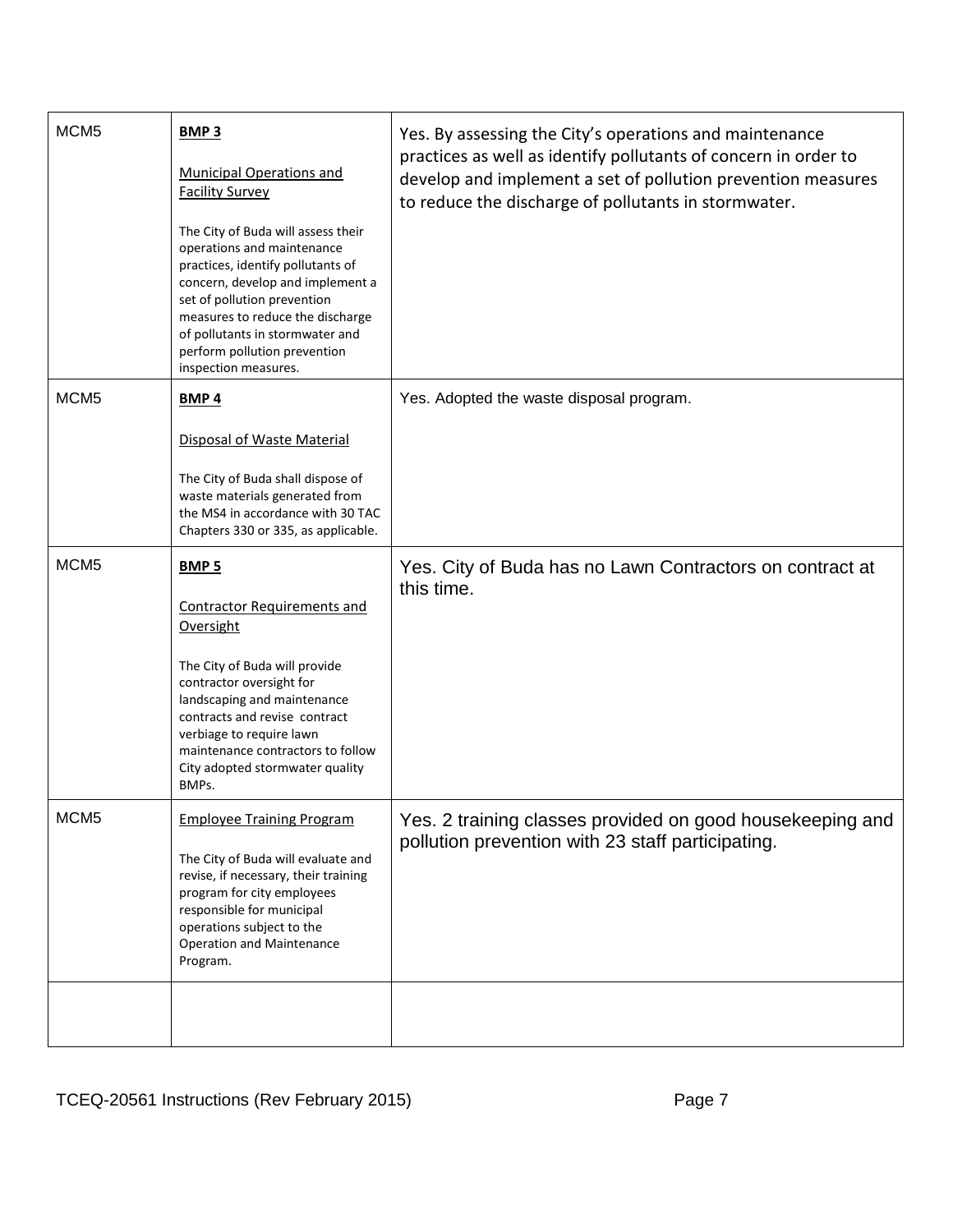| | | |
|---|---|---|
| MCM5 | **BMP 3**<br><br>Municipal Operations and Facility Survey<br><br>The City of Buda will assess their operations and maintenance practices, identify pollutants of concern, develop and implement a set of pollution prevention measures to reduce the discharge of pollutants in stormwater and perform pollution prevention inspection measures. | Yes. By assessing the City's operations and maintenance practices as well as identify pollutants of concern in order to develop and implement a set of pollution prevention measures to reduce the discharge of pollutants in stormwater. |
| MCM5 | **BMP 4**<br><br>Disposal of Waste Material<br><br>The City of Buda shall dispose of waste materials generated from the MS4 in accordance with 30 TAC Chapters 330 or 335, as applicable. | Yes. Adopted the waste disposal program. |
| MCM5 | **BMP 5**<br><br>Contractor Requirements and Oversight<br><br>The City of Buda will provide contractor oversight for landscaping and maintenance contracts and revise contract verbiage to require lawn maintenance contractors to follow City adopted stormwater quality BMPs. | Yes. City of Buda has no Lawn Contractors on contract at this time. |
| MCM5 | Employee Training Program<br><br>The City of Buda will evaluate and revise, if necessary, their training program for city employees responsible for municipal operations subject to the Operation and Maintenance Program. | Yes. 2 training classes provided on good housekeeping and pollution prevention with 23 staff participating. |
| | | |

TCEQ-20561 Instructions (Rev February 2015)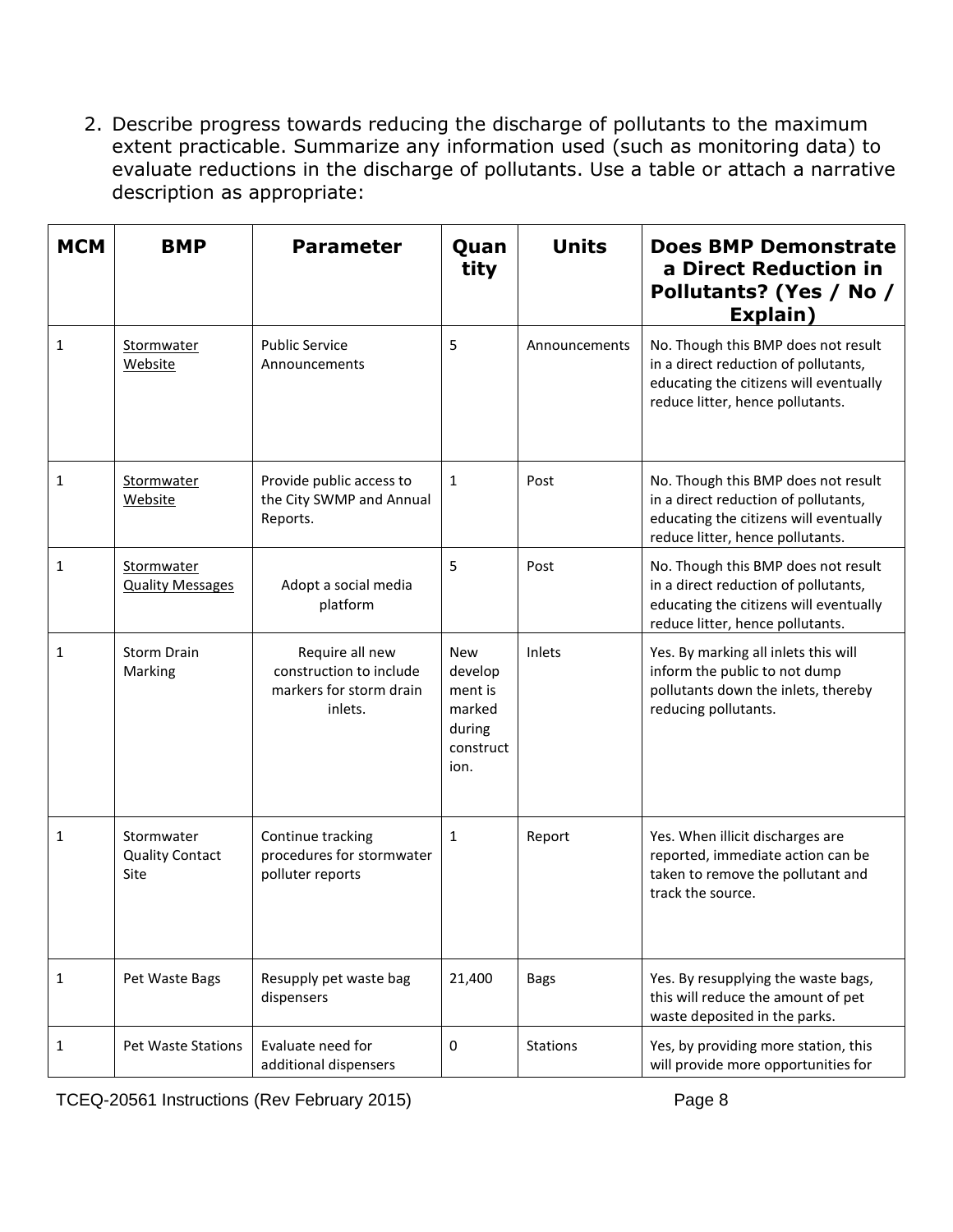2. Describe progress towards reducing the discharge of pollutants to the maximum extent practicable. Summarize any information used (such as monitoring data) to evaluate reductions in the discharge of pollutants. Use a table or attach a narrative description as appropriate:

| MCM | BMP | Parameter | Quantity | Units | Does BMP Demonstrate a Direct Reduction in Pollutants? (Yes / No / Explain) |
|---|---|---|---|---|---|
| 1 | Stormwater Website | Public Service Announcements | 5 | Announcements | No. Though this BMP does not result in a direct reduction of pollutants, educating the citizens will eventually reduce litter, hence pollutants. |
| 1 | Stormwater Website | Provide public access to the City SWMP and Annual Reports. | 1 | Post | No. Though this BMP does not result in a direct reduction of pollutants, educating the citizens will eventually reduce litter, hence pollutants. |
| 1 | Stormwater Quality Messages | Adopt a social media platform | 5 | Post | No. Though this BMP does not result in a direct reduction of pollutants, educating the citizens will eventually reduce litter, hence pollutants. |
| 1 | Storm Drain Marking | Require all new construction to include markers for storm drain inlets. | New development is marked during construction. | Inlets | Yes. By marking all inlets this will inform the public to not dump pollutants down the inlets, thereby reducing pollutants. |
| 1 | Stormwater Quality Contact Site | Continue tracking procedures for stormwater polluter reports | 1 | Report | Yes. When illicit discharges are reported, immediate action can be taken to remove the pollutant and track the source. |
| 1 | Pet Waste Bags | Resupply pet waste bag dispensers | 21,400 | Bags | Yes. By resupplying the waste bags, this will reduce the amount of pet waste deposited in the parks. |
| 1 | Pet Waste Stations | Evaluate need for additional dispensers | 0 | Stations | Yes, by providing more station, this will provide more opportunities for |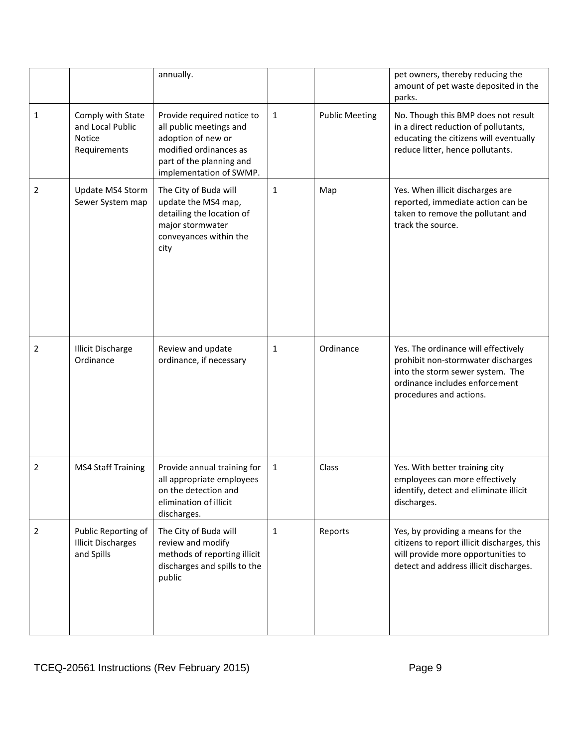| | | | | | |
|---|---|---|---|---|---|
| | | annually. | | | pet owners, thereby reducing the amount of pet waste deposited in the parks. |
| 1 | Comply with State and Local Public Notice Requirements | Provide required notice to all public meetings and adoption of new or modified ordinances as part of the planning and implementation of SWMP. | 1 | Public Meeting | No. Though this BMP does not result in a direct reduction of pollutants, educating the citizens will eventually reduce litter, hence pollutants. |
| 2 | Update MS4 Storm Sewer System map | The City of Buda will update the MS4 map, detailing the location of major stormwater conveyances within the city | 1 | Map | Yes. When illicit discharges are reported, immediate action can be taken to remove the pollutant and track the source. |
| 2 | Illicit Discharge Ordinance | Review and update ordinance, if necessary | 1 | Ordinance | Yes. The ordinance will effectively prohibit non-stormwater discharges into the storm sewer system. The ordinance includes enforcement procedures and actions. |
| 2 | MS4 Staff Training | Provide annual training for all appropriate employees on the detection and elimination of illicit discharges. | 1 | Class | Yes. With better training city employees can more effectively identify, detect and eliminate illicit discharges. |
| 2 | Public Reporting of Illicit Discharges and Spills | The City of Buda will review and modify methods of reporting illicit discharges and spills to the public | 1 | Reports | Yes, by providing a means for the citizens to report illicit discharges, this will provide more opportunities to detect and address illicit discharges. |

TCEQ-20561 Instructions (Rev February 2015)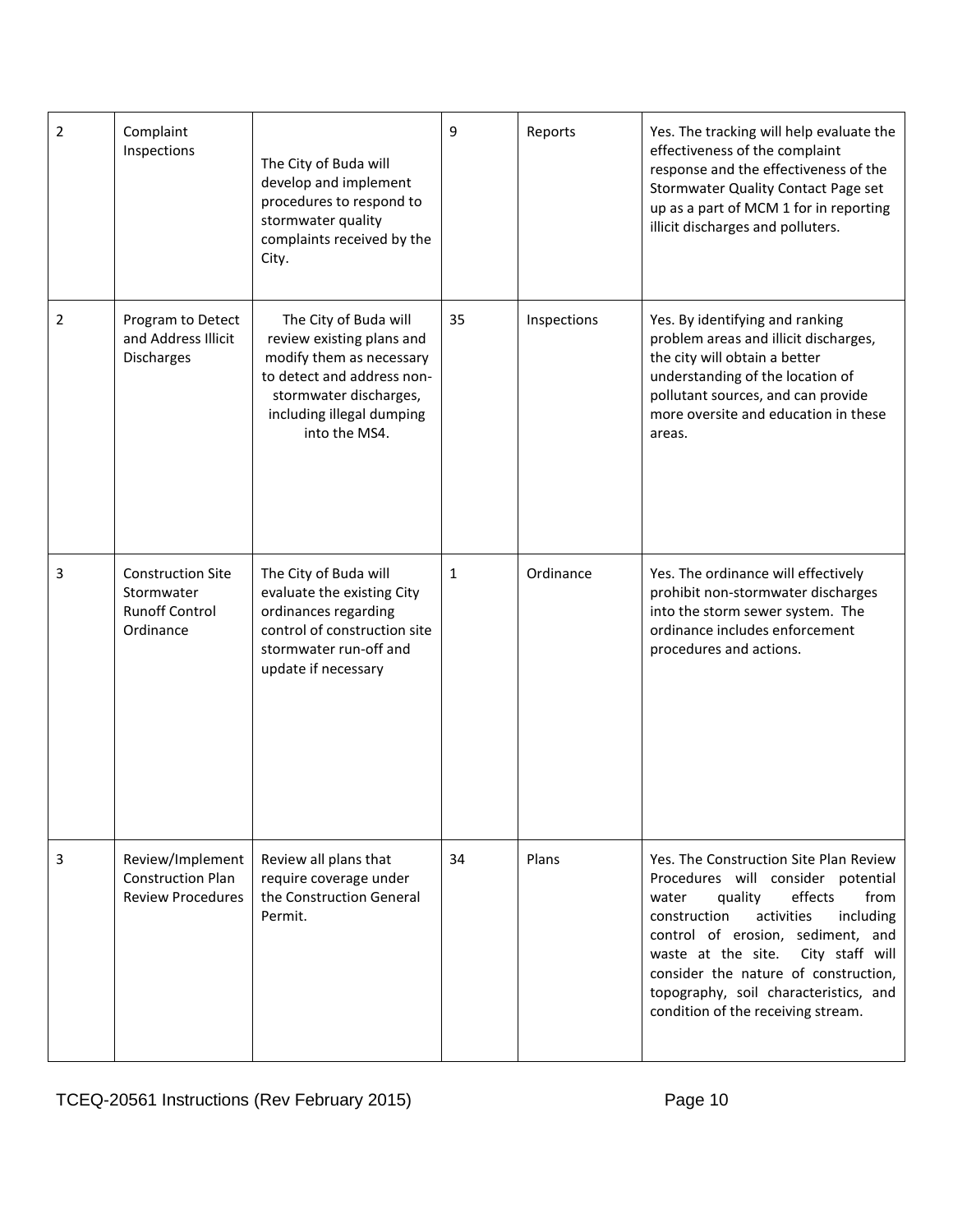| 2 | Complaint Inspections | The City of Buda will develop and implement procedures to respond to stormwater quality complaints received by the City. | 9 | Reports | Yes. The tracking will help evaluate the effectiveness of the complaint response and the effectiveness of the Stormwater Quality Contact Page set up as a part of MCM 1 for in reporting illicit discharges and polluters. |
|---|---|---|---|---|---|
| 2 | Program to Detect and Address Illicit Discharges | The City of Buda will review existing plans and modify them as necessary to detect and address non-stormwater discharges, including illegal dumping into the MS4. | 35 | Inspections | Yes. By identifying and ranking problem areas and illicit discharges, the city will obtain a better understanding of the location of pollutant sources, and can provide more oversite and education in these areas. |
| 3 | Construction Site Stormwater Runoff Control Ordinance | The City of Buda will evaluate the existing City ordinances regarding control of construction site stormwater run-off and update if necessary | 1 | Ordinance | Yes. The ordinance will effectively prohibit non-stormwater discharges into the storm sewer system. The ordinance includes enforcement procedures and actions. |
| 3 | Review/Implement Construction Plan Review Procedures | Review all plans that require coverage under the Construction General Permit. | 34 | Plans | Yes. The Construction Site Plan Review Procedures will consider potential water quality effects from construction activities including control of erosion, sediment, and waste at the site. City staff will consider the nature of construction, topography, soil characteristics, and condition of the receiving stream. |

TCEQ-20561 Instructions (Rev February 2015)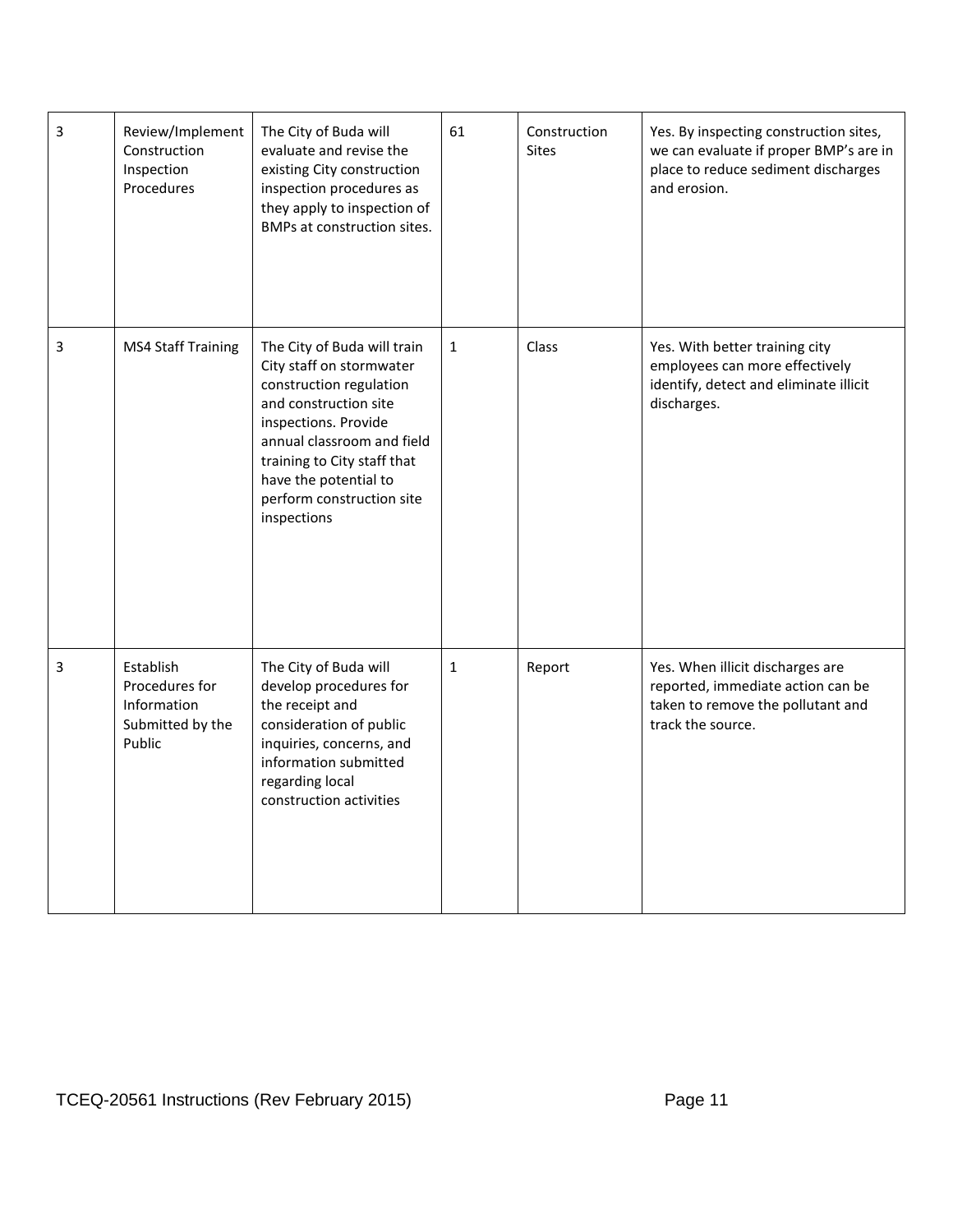| | | | | | |
|---|---|---|---|---|---|
| 3 | Review/Implement Construction Inspection Procedures | The City of Buda will evaluate and revise the existing City construction inspection procedures as they apply to inspection of BMPs at construction sites. | 61 | Construction Sites | Yes. By inspecting construction sites, we can evaluate if proper BMP's are in place to reduce sediment discharges and erosion. |
| 3 | MS4 Staff Training | The City of Buda will train City staff on stormwater construction regulation and construction site inspections. Provide annual classroom and field training to City staff that have the potential to perform construction site inspections | 1 | Class | Yes. With better training city employees can more effectively identify, detect and eliminate illicit discharges. |
| 3 | Establish Procedures for Information Submitted by the Public | The City of Buda will develop procedures for the receipt and consideration of public inquiries, concerns, and information submitted regarding local construction activities | 1 | Report | Yes. When illicit discharges are reported, immediate action can be taken to remove the pollutant and track the source. |

TCEQ-20561 Instructions (Rev February 2015)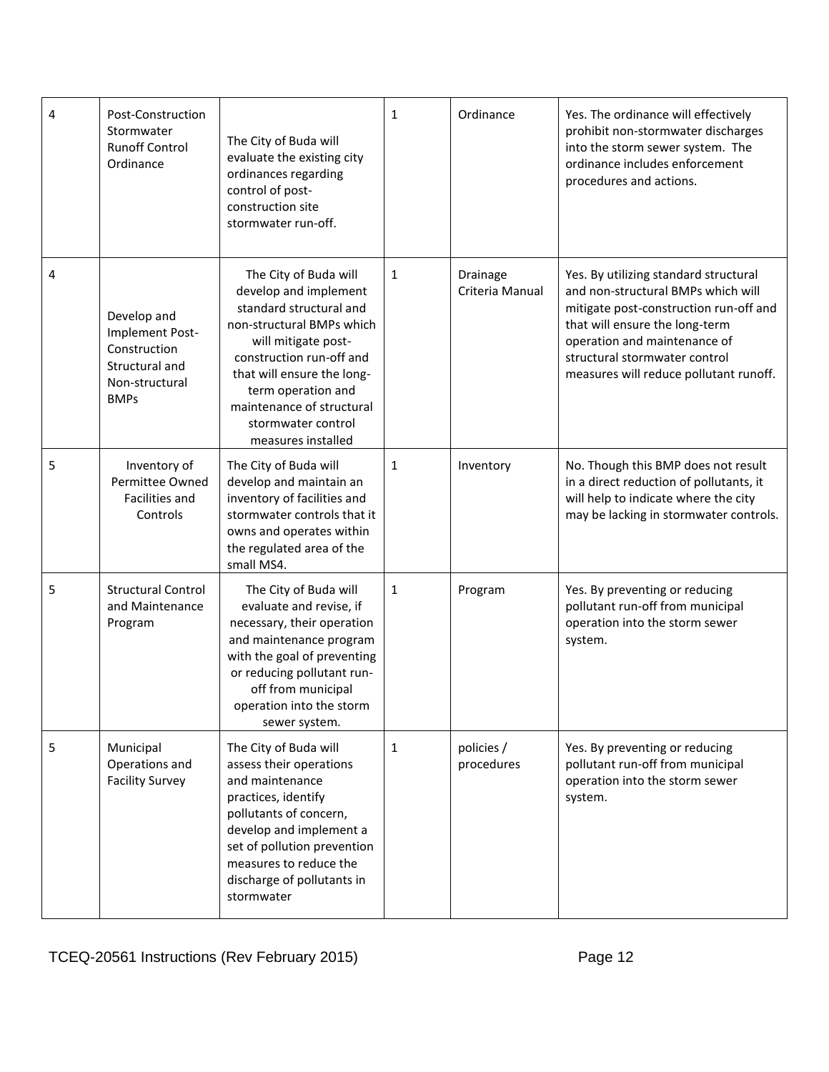| 4 | Post-Construction Stormwater Runoff Control Ordinance | The City of Buda will evaluate the existing city ordinances regarding control of post-construction site stormwater run-off. | 1 | Ordinance | Yes. The ordinance will effectively prohibit non-stormwater discharges into the storm sewer system. The ordinance includes enforcement procedures and actions. |
|---|---|---|---|---|---|
| 4 | Develop and Implement Post-Construction Structural and Non-structural BMPs | The City of Buda will develop and implement standard structural and non-structural BMPs which will mitigate post-construction run-off and that will ensure the long-term operation and maintenance of structural stormwater control measures installed | 1 | Drainage Criteria Manual | Yes. By utilizing standard structural and non-structural BMPs which will mitigate post-construction run-off and that will ensure the long-term operation and maintenance of structural stormwater control measures will reduce pollutant runoff. |
| 5 | Inventory of Permittee Owned Facilities and Controls | The City of Buda will develop and maintain an inventory of facilities and stormwater controls that it owns and operates within the regulated area of the small MS4. | 1 | Inventory | No. Though this BMP does not result in a direct reduction of pollutants, it will help to indicate where the city may be lacking in stormwater controls. |
| 5 | Structural Control and Maintenance Program | The City of Buda will evaluate and revise, if necessary, their operation and maintenance program with the goal of preventing or reducing pollutant run-off from municipal operation into the storm sewer system. | 1 | Program | Yes. By preventing or reducing pollutant run-off from municipal operation into the storm sewer system. |
| 5 | Municipal Operations and Facility Survey | The City of Buda will assess their operations and maintenance practices, identify pollutants of concern, develop and implement a set of pollution prevention measures to reduce the discharge of pollutants in stormwater | 1 | policies / procedures | Yes. By preventing or reducing pollutant run-off from municipal operation into the storm sewer system. |

TCEQ-20561 Instructions (Rev February 2015)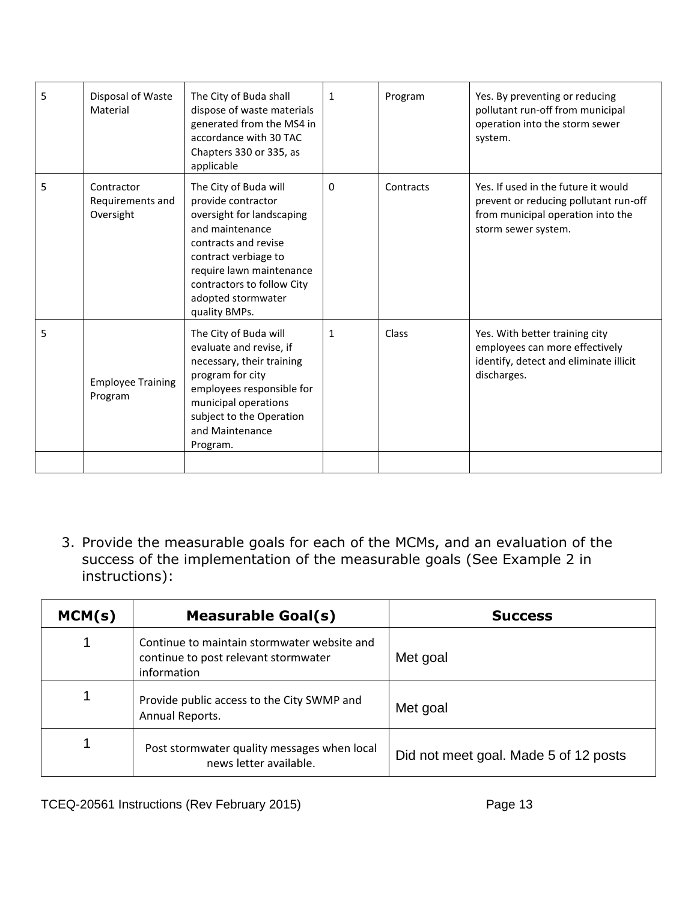| 5 | Disposal of Waste Material | The City of Buda shall dispose of waste materials generated from the MS4 in accordance with 30 TAC Chapters 330 or 335, as applicable | 1 | Program | Yes. By preventing or reducing pollutant run-off from municipal operation into the storm sewer system. |
|---|---|---|---|---|---|
| 5 | Contractor Requirements and Oversight | The City of Buda will provide contractor oversight for landscaping and maintenance contracts and revise contract verbiage to require lawn maintenance contractors to follow City adopted stormwater quality BMPs. | 0 | Contracts | Yes. If used in the future it would prevent or reducing pollutant run-off from municipal operation into the storm sewer system. |
| 5 | Employee Training Program | The City of Buda will evaluate and revise, if necessary, their training program for city employees responsible for municipal operations subject to the Operation and Maintenance Program. | 1 | Class | Yes. With better training city employees can more effectively identify, detect and eliminate illicit discharges. |
| | | | | | |

3. Provide the measurable goals for each of the MCMs, and an evaluation of the success of the implementation of the measurable goals (See Example 2 in instructions):

| MCM(s) | Measurable Goal(s) | Success |
|---|---|---|
| 1 | Continue to maintain stormwater website and continue to post relevant stormwater information | Met goal |
| 1 | Provide public access to the City SWMP and Annual Reports. | Met goal |
| 1 | Post stormwater quality messages when local news letter available. | Did not meet goal. Made 5 of 12 posts |

TCEQ-20561 Instructions (Rev February 2015)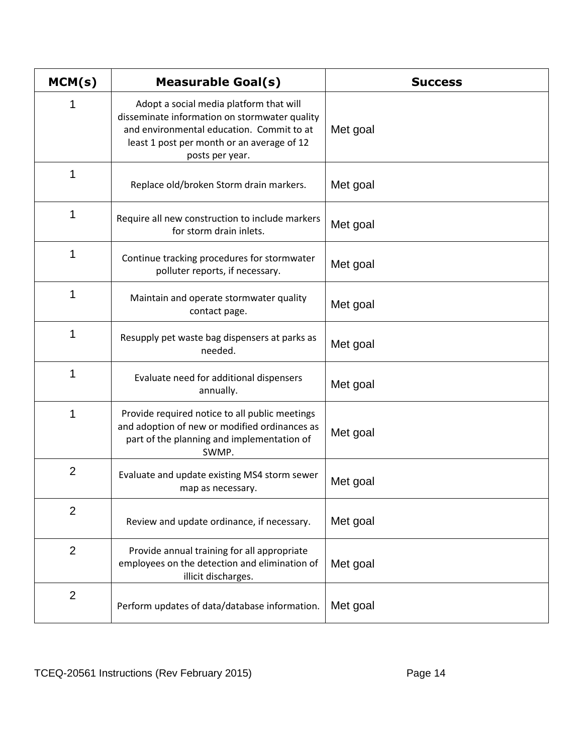| MCM(s) | Measurable Goal(s) | Success |
|---|---|---|
| 1 | Adopt a social media platform that will disseminate information on stormwater quality and environmental education. Commit to at least 1 post per month or an average of 12 posts per year. | Met goal |
| 1 | Replace old/broken Storm drain markers. | Met goal |
| 1 | Require all new construction to include markers for storm drain inlets. | Met goal |
| 1 | Continue tracking procedures for stormwater polluter reports, if necessary. | Met goal |
| 1 | Maintain and operate stormwater quality contact page. | Met goal |
| 1 | Resupply pet waste bag dispensers at parks as needed. | Met goal |
| 1 | Evaluate need for additional dispensers annually. | Met goal |
| 1 | Provide required notice to all public meetings and adoption of new or modified ordinances as part of the planning and implementation of SWMP. | Met goal |
| 2 | Evaluate and update existing MS4 storm sewer map as necessary. | Met goal |
| 2 | Review and update ordinance, if necessary. | Met goal |
| 2 | Provide annual training for all appropriate employees on the detection and elimination of illicit discharges. | Met goal |
| 2 | Perform updates of data/database information. | Met goal |

TCEQ-20561 Instructions (Rev February 2015)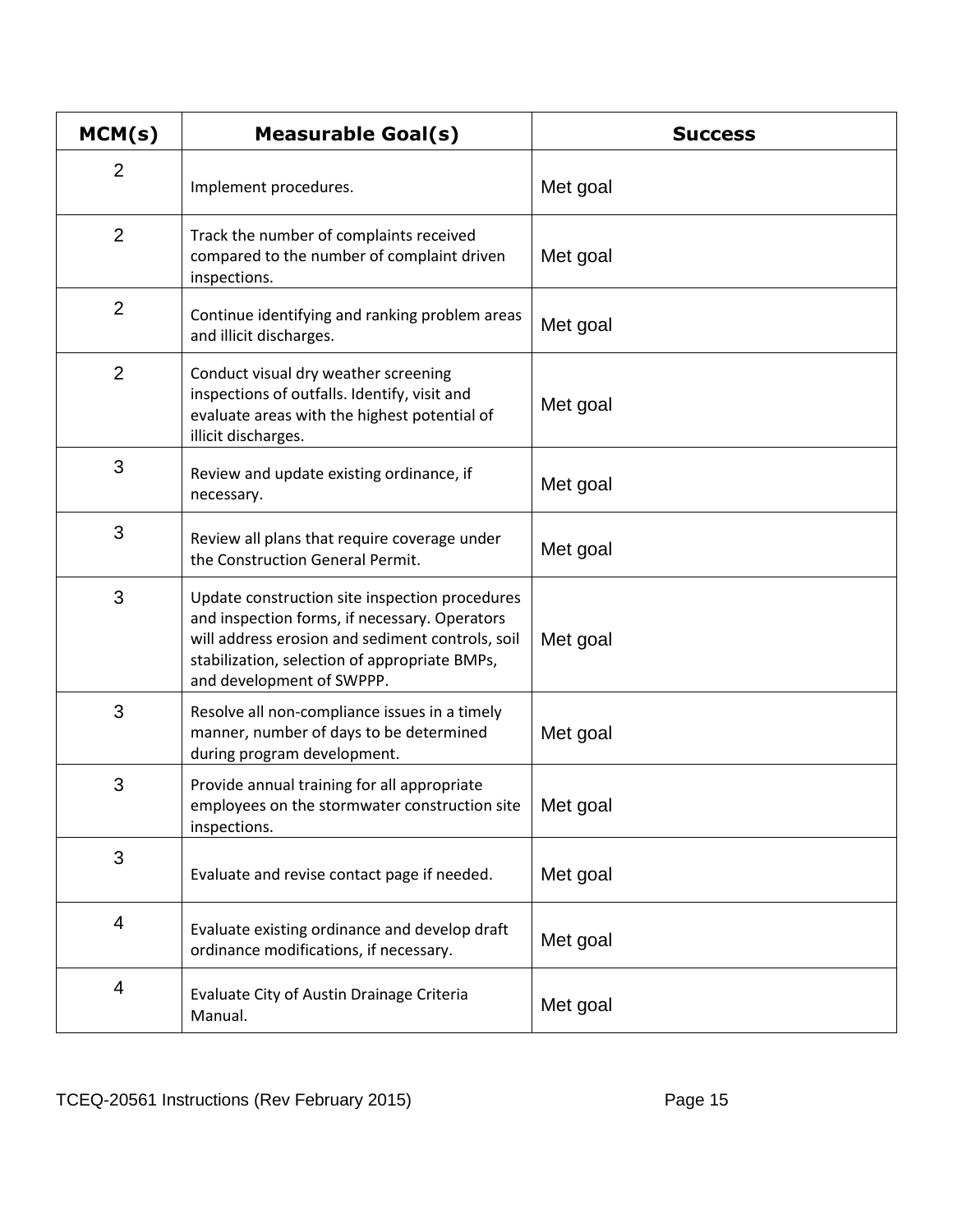| MCM(s) | Measurable Goal(s) | Success |
|---|---|---|
| 2 | Implement procedures. | Met goal |
| 2 | Track the number of complaints received compared to the number of complaint driven inspections. | Met goal |
| 2 | Continue identifying and ranking problem areas and illicit discharges. | Met goal |
| 2 | Conduct visual dry weather screening inspections of outfalls. Identify, visit and evaluate areas with the highest potential of illicit discharges. | Met goal |
| 3 | Review and update existing ordinance, if necessary. | Met goal |
| 3 | Review all plans that require coverage under the Construction General Permit. | Met goal |
| 3 | Update construction site inspection procedures and inspection forms, if necessary. Operators will address erosion and sediment controls, soil stabilization, selection of appropriate BMPs, and development of SWPPP. | Met goal |
| 3 | Resolve all non-compliance issues in a timely manner, number of days to be determined during program development. | Met goal |
| 3 | Provide annual training for all appropriate employees on the stormwater construction site inspections. | Met goal |
| 3 | Evaluate and revise contact page if needed. | Met goal |
| 4 | Evaluate existing ordinance and develop draft ordinance modifications, if necessary. | Met goal |
| 4 | Evaluate City of Austin Drainage Criteria Manual. | Met goal |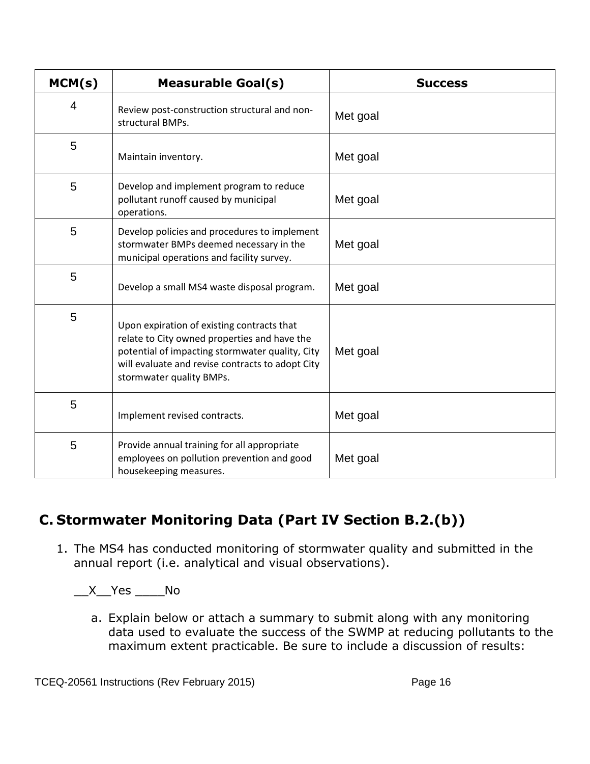| MCM(s) | Measurable Goal(s) | Success |
|---|---|---|
| 4 | Review post-construction structural and non-structural BMPs. | Met goal |
| 5 | Maintain inventory. | Met goal |
| 5 | Develop and implement program to reduce pollutant runoff caused by municipal operations. | Met goal |
| 5 | Develop policies and procedures to implement stormwater BMPs deemed necessary in the municipal operations and facility survey. | Met goal |
| 5 | Develop a small MS4 waste disposal program. | Met goal |
| 5 | Upon expiration of existing contracts that relate to City owned properties and have the potential of impacting stormwater quality, City will evaluate and revise contracts to adopt City stormwater quality BMPs. | Met goal |
| 5 | Implement revised contracts. | Met goal |
| 5 | Provide annual training for all appropriate employees on pollution prevention and good housekeeping measures. | Met goal |

## C. Stormwater Monitoring Data (Part IV Section B.2.(b))

1. The MS4 has conducted monitoring of stormwater quality and submitted in the annual report (i.e. analytical and visual observations).

   __X__Yes ____No

   a. Explain below or attach a summary to submit along with any monitoring data used to evaluate the success of the SWMP at reducing pollutants to the maximum extent practicable. Be sure to include a discussion of results: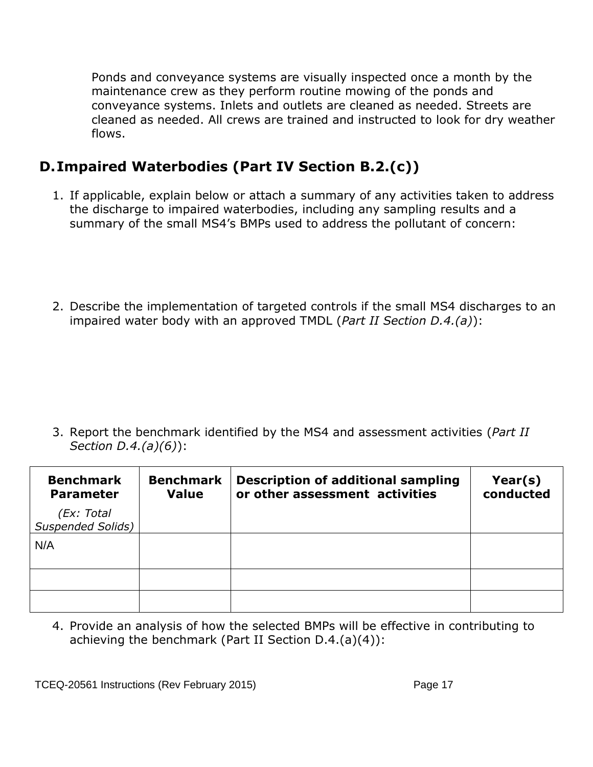Ponds and conveyance systems are visually inspected once a month by the maintenance crew as they perform routine mowing of the ponds and conveyance systems. Inlets and outlets are cleaned as needed. Streets are cleaned as needed. All crews are trained and instructed to look for dry weather flows.

## D. Impaired Waterbodies (Part IV Section B.2.(c))

1. If applicable, explain below or attach a summary of any activities taken to address the discharge to impaired waterbodies, including any sampling results and a summary of the small MS4's BMPs used to address the pollutant of concern:

2. Describe the implementation of targeted controls if the small MS4 discharges to an impaired water body with an approved TMDL (*Part II Section D.4.(a)*):

3. Report the benchmark identified by the MS4 and assessment activities (*Part II Section D.4.(a)(6)*):

| **Benchmark Parameter** *(Ex: Total Suspended Solids)* | **Benchmark Value** | **Description of additional sampling or other assessment activities** | **Year(s) conducted** |
|---|---|---|---|
| N/A | | | |
| | | | |
| | | | |

4. Provide an analysis of how the selected BMPs will be effective in contributing to achieving the benchmark (Part II Section D.4.(a)(4)):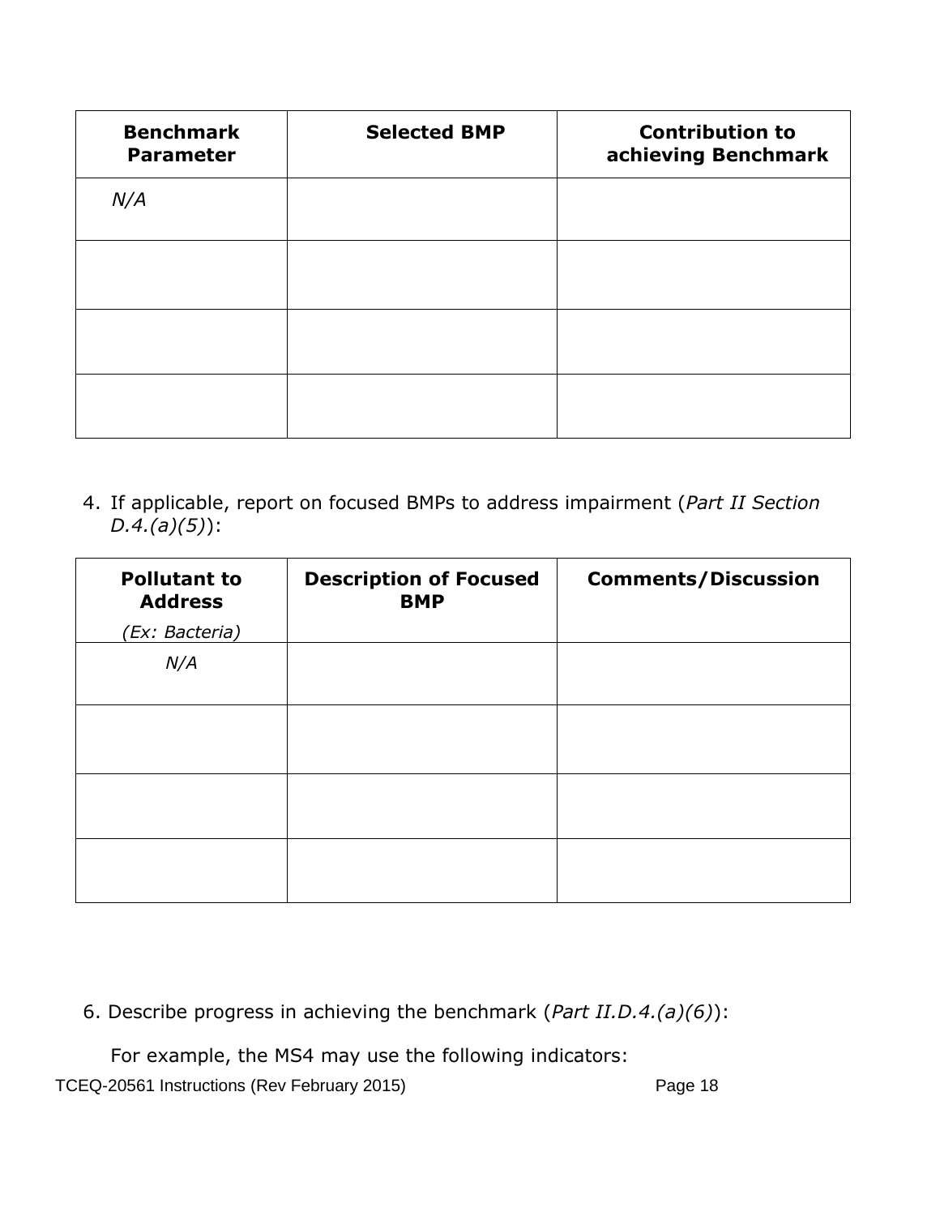| Benchmark Parameter | Selected BMP | Contribution to achieving Benchmark |
|---|---|---|
| *N/A* | | |
| | | |
| | | |
| | | |

4. If applicable, report on focused BMPs to address impairment (*Part II Section D.4.(a)(5)*):

| **Pollutant to Address** *(Ex: Bacteria)* | Description of Focused BMP | Comments/Discussion |
|---|---|---|
| *N/A* | | |
| | | |
| | | |
| | | |

6. Describe progress in achieving the benchmark (*Part II.D.4.(a)(6)*):

For example, the MS4 may use the following indicators: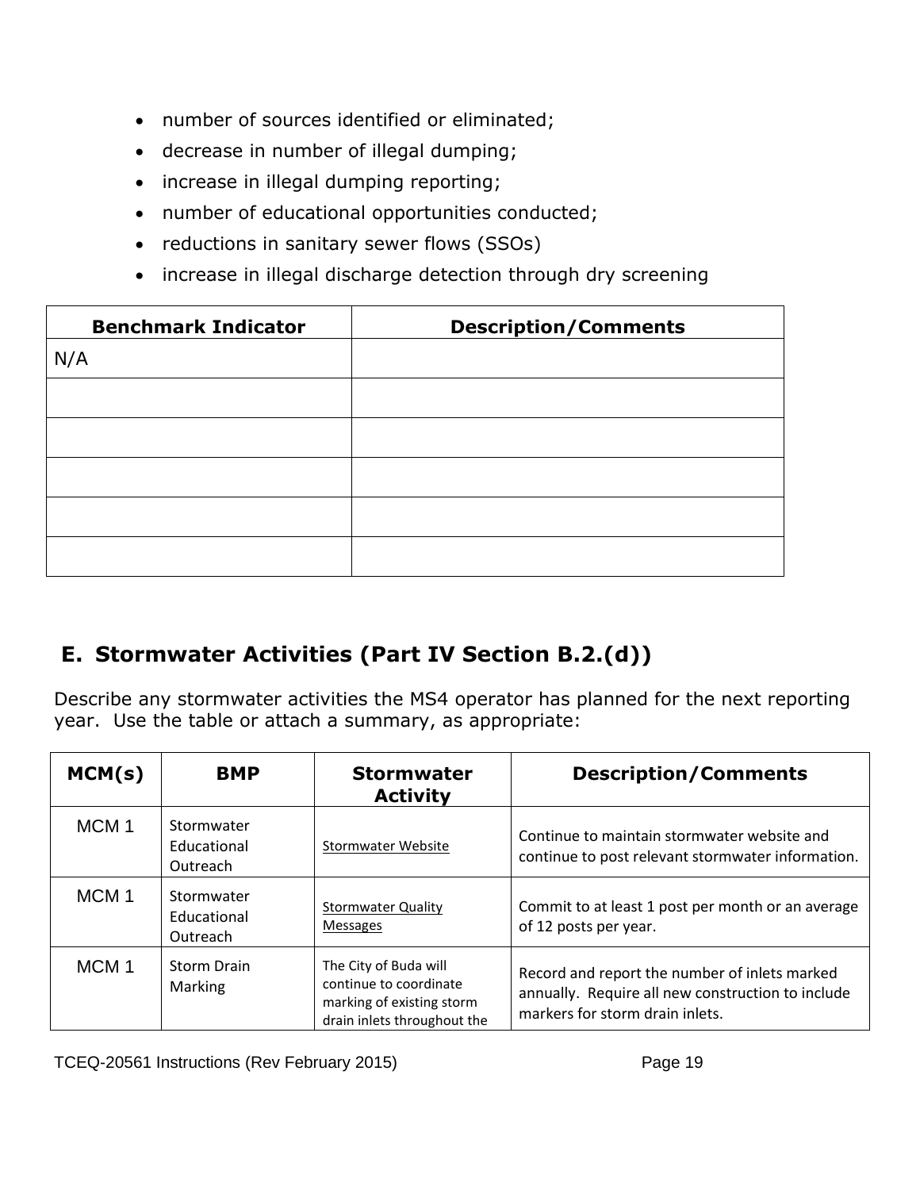- number of sources identified or eliminated;
- decrease in number of illegal dumping;
- increase in illegal dumping reporting;
- number of educational opportunities conducted;
- reductions in sanitary sewer flows (SSOs)
- increase in illegal discharge detection through dry screening

| Benchmark Indicator | Description/Comments |
|---|---|
| N/A | |
| | |
| | |
| | |
| | |
| | |

## E. Stormwater Activities (Part IV Section B.2.(d))

Describe any stormwater activities the MS4 operator has planned for the next reporting year. Use the table or attach a summary, as appropriate:

| MCM(s) | BMP | Stormwater Activity | Description/Comments |
|---|---|---|---|
| MCM 1 | Stormwater Educational Outreach | Stormwater Website | Continue to maintain stormwater website and continue to post relevant stormwater information. |
| MCM 1 | Stormwater Educational Outreach | Stormwater Quality Messages | Commit to at least 1 post per month or an average of 12 posts per year. |
| MCM 1 | Storm Drain Marking | The City of Buda will continue to coordinate marking of existing storm drain inlets throughout the | Record and report the number of inlets marked annually. Require all new construction to include markers for storm drain inlets. |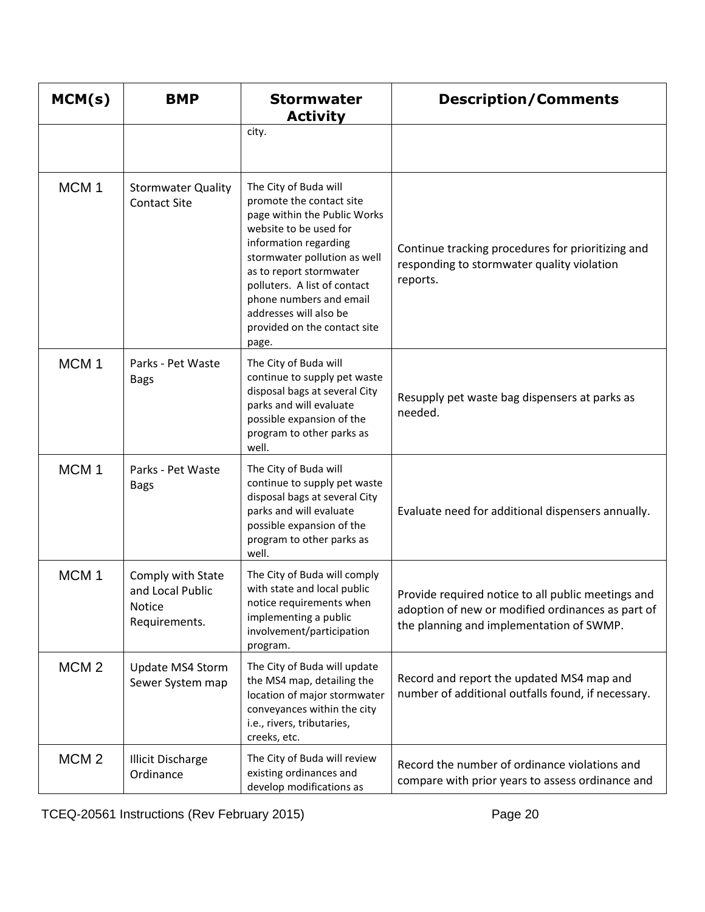| MCM(s) | BMP | Stormwater Activity | Description/Comments |
|---|---|---|---|
| | | city. | |
| MCM 1 | Stormwater Quality Contact Site | The City of Buda will promote the contact site page within the Public Works website to be used for information regarding stormwater pollution as well as to report stormwater polluters. A list of contact phone numbers and email addresses will also be provided on the contact site page. | Continue tracking procedures for prioritizing and responding to stormwater quality violation reports. |
| MCM 1 | Parks - Pet Waste Bags | The City of Buda will continue to supply pet waste disposal bags at several City parks and will evaluate possible expansion of the program to other parks as well. | Resupply pet waste bag dispensers at parks as needed. |
| MCM 1 | Parks - Pet Waste Bags | The City of Buda will continue to supply pet waste disposal bags at several City parks and will evaluate possible expansion of the program to other parks as well. | Evaluate need for additional dispensers annually. |
| MCM 1 | Comply with State and Local Public Notice Requirements. | The City of Buda will comply with state and local public notice requirements when implementing a public involvement/participation program. | Provide required notice to all public meetings and adoption of new or modified ordinances as part of the planning and implementation of SWMP. |
| MCM 2 | Update MS4 Storm Sewer System map | The City of Buda will update the MS4 map, detailing the location of major stormwater conveyances within the city i.e., rivers, tributaries, creeks, etc. | Record and report the updated MS4 map and number of additional outfalls found, if necessary. |
| MCM 2 | Illicit Discharge Ordinance | The City of Buda will review existing ordinances and develop modifications as | Record the number of ordinance violations and compare with prior years to assess ordinance and |

TCEQ-20561 Instructions (Rev February 2015)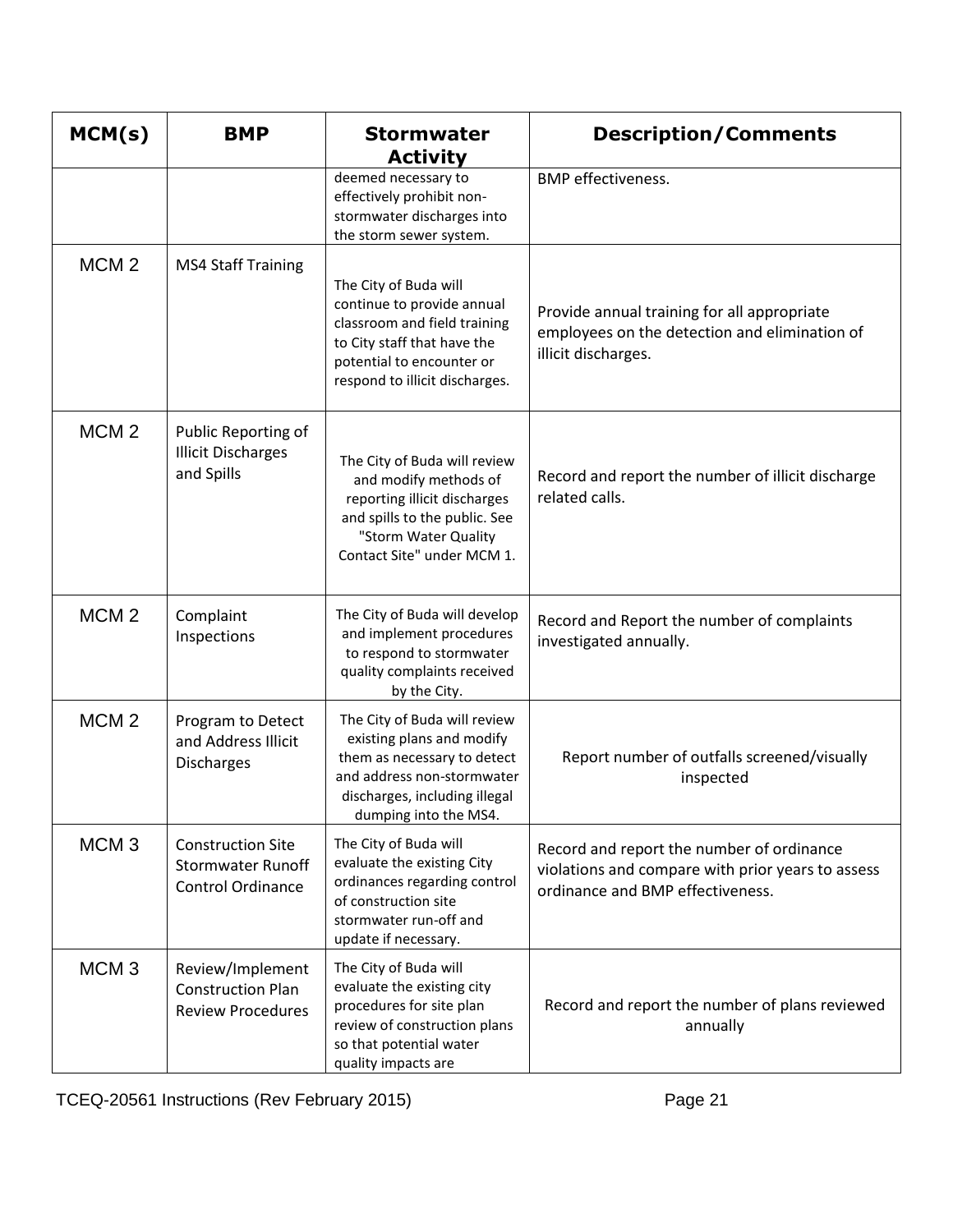| MCM(s) | BMP | Stormwater Activity | Description/Comments |
|---|---|---|---|
| | | deemed necessary to effectively prohibit non-stormwater discharges into the storm sewer system. | BMP effectiveness. |
| MCM 2 | MS4 Staff Training | The City of Buda will continue to provide annual classroom and field training to City staff that have the potential to encounter or respond to illicit discharges. | Provide annual training for all appropriate employees on the detection and elimination of illicit discharges. |
| MCM 2 | Public Reporting of Illicit Discharges and Spills | The City of Buda will review and modify methods of reporting illicit discharges and spills to the public. See "Storm Water Quality Contact Site" under MCM 1. | Record and report the number of illicit discharge related calls. |
| MCM 2 | Complaint Inspections | The City of Buda will develop and implement procedures to respond to stormwater quality complaints received by the City. | Record and Report the number of complaints investigated annually. |
| MCM 2 | Program to Detect and Address Illicit Discharges | The City of Buda will review existing plans and modify them as necessary to detect and address non-stormwater discharges, including illegal dumping into the MS4. | Report number of outfalls screened/visually inspected |
| MCM 3 | Construction Site Stormwater Runoff Control Ordinance | The City of Buda will evaluate the existing City ordinances regarding control of construction site stormwater run-off and update if necessary. | Record and report the number of ordinance violations and compare with prior years to assess ordinance and BMP effectiveness. |
| MCM 3 | Review/Implement Construction Plan Review Procedures | The City of Buda will evaluate the existing city procedures for site plan review of construction plans so that potential water quality impacts are | Record and report the number of plans reviewed annually |

TCEQ-20561 Instructions (Rev February 2015)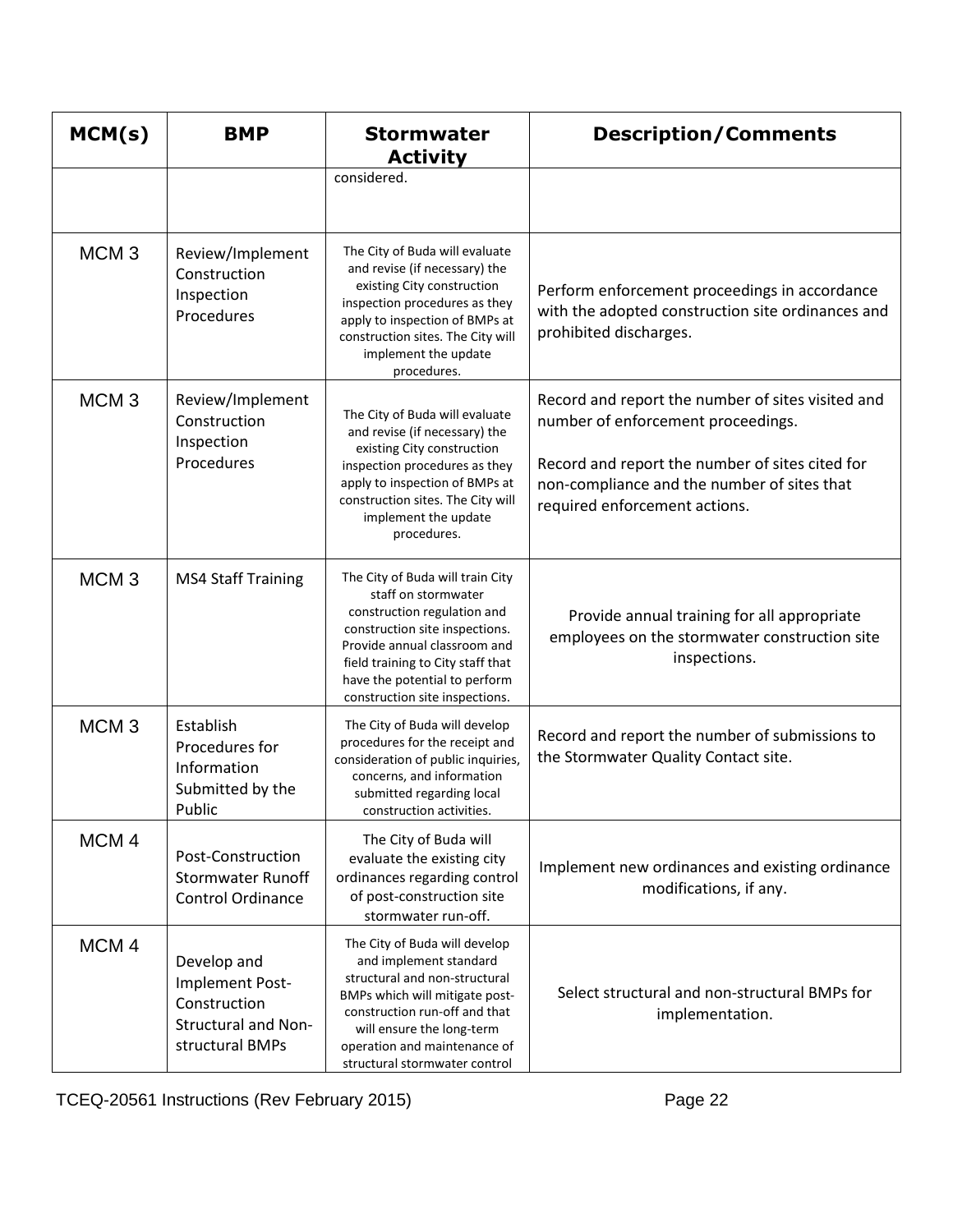| MCM(s) | BMP | Stormwater Activity | Description/Comments |
|---|---|---|---|
| | | considered. | |
| MCM 3 | Review/Implement Construction Inspection Procedures | The City of Buda will evaluate and revise (if necessary) the existing City construction inspection procedures as they apply to inspection of BMPs at construction sites. The City will implement the update procedures. | Perform enforcement proceedings in accordance with the adopted construction site ordinances and prohibited discharges. |
| MCM 3 | Review/Implement Construction Inspection Procedures | The City of Buda will evaluate and revise (if necessary) the existing City construction inspection procedures as they apply to inspection of BMPs at construction sites. The City will implement the update procedures. | Record and report the number of sites visited and number of enforcement proceedings.<br><br>Record and report the number of sites cited for non-compliance and the number of sites that required enforcement actions. |
| MCM 3 | MS4 Staff Training | The City of Buda will train City staff on stormwater construction regulation and construction site inspections. Provide annual classroom and field training to City staff that have the potential to perform construction site inspections. | Provide annual training for all appropriate employees on the stormwater construction site inspections. |
| MCM 3 | Establish Procedures for Information Submitted by the Public | The City of Buda will develop procedures for the receipt and consideration of public inquiries, concerns, and information submitted regarding local construction activities. | Record and report the number of submissions to the Stormwater Quality Contact site. |
| MCM 4 | Post-Construction Stormwater Runoff Control Ordinance | The City of Buda will evaluate the existing city ordinances regarding control of post-construction site stormwater run-off. | Implement new ordinances and existing ordinance modifications, if any. |
| MCM 4 | Develop and Implement Post-Construction Structural and Non-structural BMPs | The City of Buda will develop and implement standard structural and non-structural BMPs which will mitigate post-construction run-off and that will ensure the long-term operation and maintenance of structural stormwater control | Select structural and non-structural BMPs for implementation. |

TCEQ-20561 Instructions (Rev February 2015)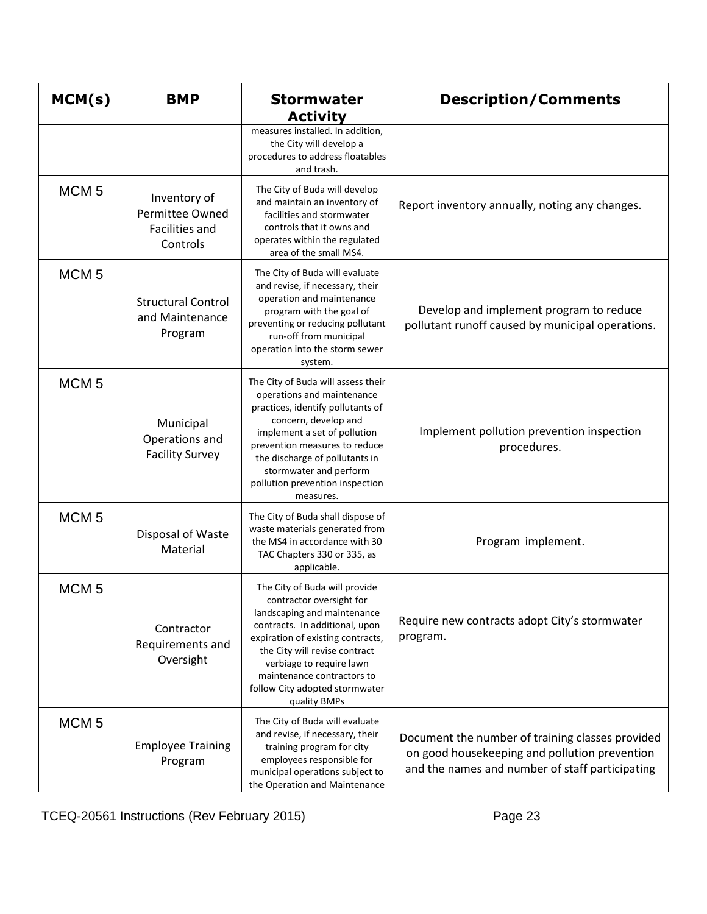| MCM(s) | BMP | Stormwater Activity | Description/Comments |
|---|---|---|---|
| | | measures installed. In addition, the City will develop a procedures to address floatables and trash. | |
| MCM 5 | Inventory of Permittee Owned Facilities and Controls | The City of Buda will develop and maintain an inventory of facilities and stormwater controls that it owns and operates within the regulated area of the small MS4. | Report inventory annually, noting any changes. |
| MCM 5 | Structural Control and Maintenance Program | The City of Buda will evaluate and revise, if necessary, their operation and maintenance program with the goal of preventing or reducing pollutant run-off from municipal operation into the storm sewer system. | Develop and implement program to reduce pollutant runoff caused by municipal operations. |
| MCM 5 | Municipal Operations and Facility Survey | The City of Buda will assess their operations and maintenance practices, identify pollutants of concern, develop and implement a set of pollution prevention measures to reduce the discharge of pollutants in stormwater and perform pollution prevention inspection measures. | Implement pollution prevention inspection procedures. |
| MCM 5 | Disposal of Waste Material | The City of Buda shall dispose of waste materials generated from the MS4 in accordance with 30 TAC Chapters 330 or 335, as applicable. | Program implement. |
| MCM 5 | Contractor Requirements and Oversight | The City of Buda will provide contractor oversight for landscaping and maintenance contracts. In additional, upon expiration of existing contracts, the City will revise contract verbiage to require lawn maintenance contractors to follow City adopted stormwater quality BMPs | Require new contracts adopt City's stormwater program. |
| MCM 5 | Employee Training Program | The City of Buda will evaluate and revise, if necessary, their training program for city employees responsible for municipal operations subject to the Operation and Maintenance | Document the number of training classes provided on good housekeeping and pollution prevention and the names and number of staff participating |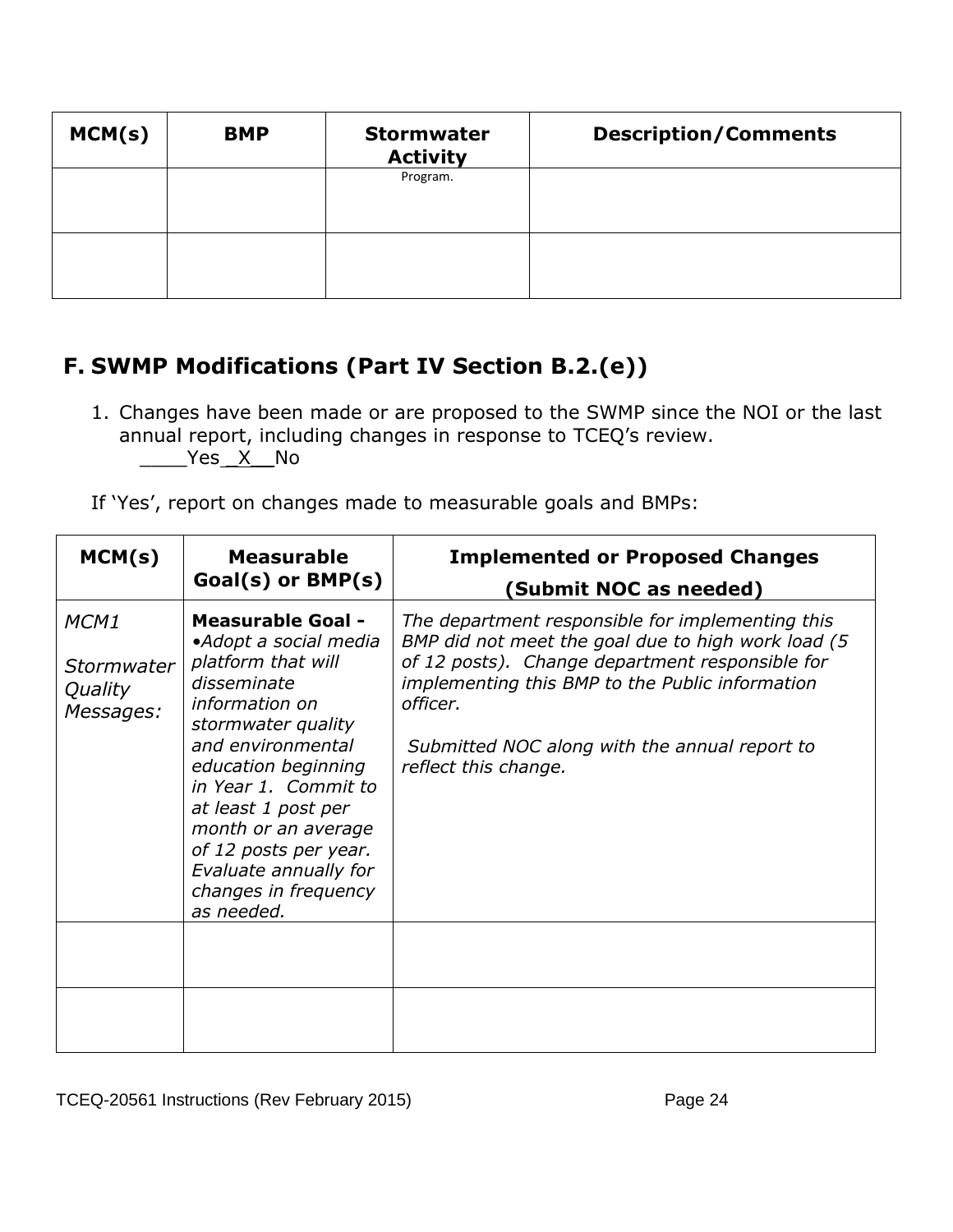| MCM(s) | BMP | Stormwater Activity | Description/Comments |
|---|---|---|---|
| | | Program. | |
| | | | |

## F. SWMP Modifications (Part IV Section B.2.(e))

1. Changes have been made or are proposed to the SWMP since the NOI or the last annual report, including changes in response to TCEQ's review.
   ____Yes _X__No

If 'Yes', report on changes made to measurable goals and BMPs:

| MCM(s) | Measurable Goal(s) or BMP(s) | Implemented or Proposed Changes (Submit NOC as needed) |
|---|---|---|
| *MCM1* *Stormwater Quality Messages:* | **Measurable Goal -** *•Adopt a social media platform that will disseminate information on stormwater quality and environmental education beginning in Year 1. Commit to at least 1 post per month or an average of 12 posts per year. Evaluate annually for changes in frequency as needed.* | *The department responsible for implementing this BMP did not meet the goal due to high work load (5 of 12 posts). Change department responsible for implementing this BMP to the Public information officer.* *Submitted NOC along with the annual report to reflect this change.* |
| | | |
| | | |

TCEQ-20561 Instructions (Rev February 2015)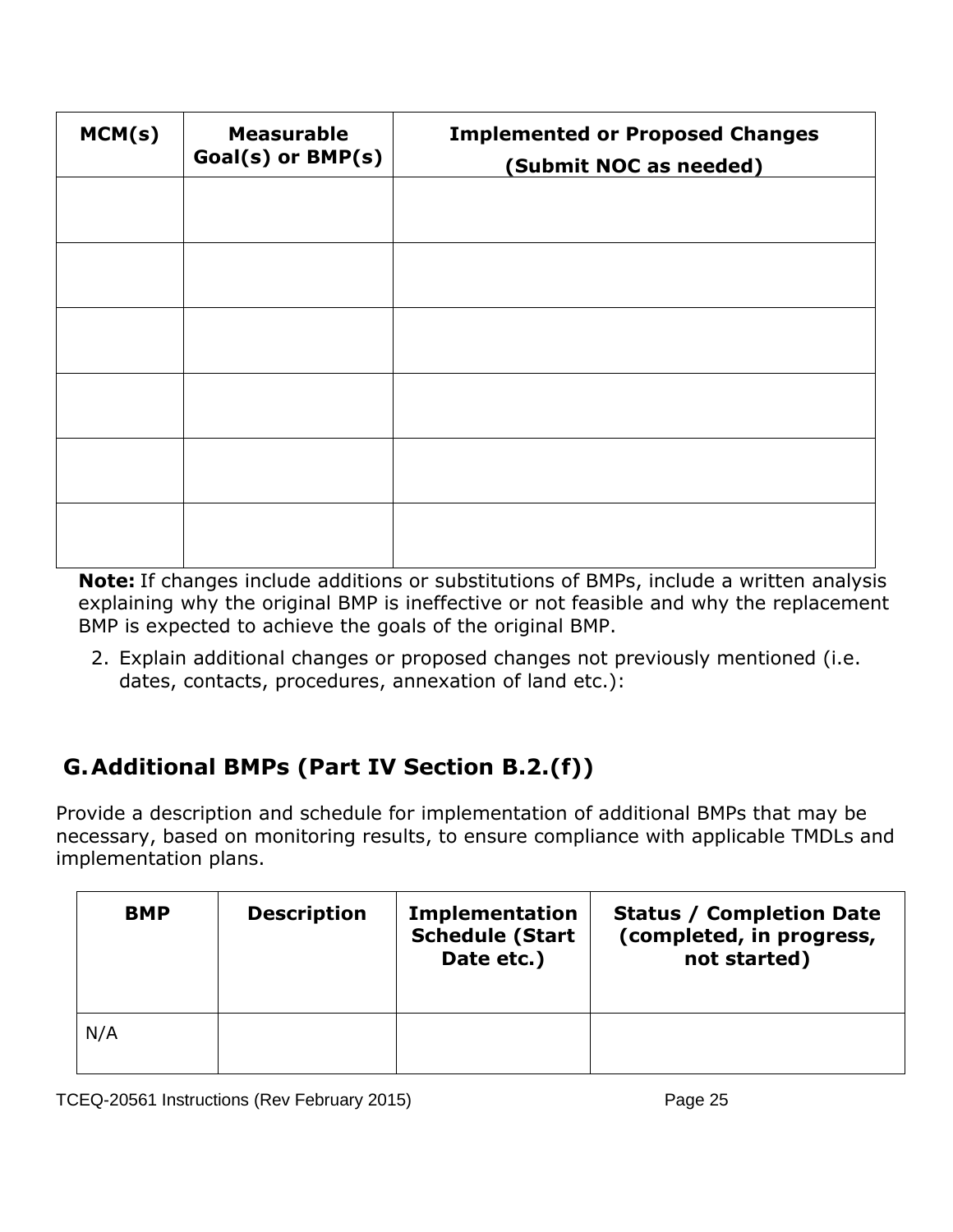| MCM(s) | Measurable Goal(s) or BMP(s) | Implemented or Proposed Changes (Submit NOC as needed) |
|---|---|---|
| | | |
| | | |
| | | |
| | | |
| | | |
| | | |

**Note:** If changes include additions or substitutions of BMPs, include a written analysis explaining why the original BMP is ineffective or not feasible and why the replacement BMP is expected to achieve the goals of the original BMP.

2. Explain additional changes or proposed changes not previously mentioned (i.e. dates, contacts, procedures, annexation of land etc.):

## G. Additional BMPs (Part IV Section B.2.(f))

Provide a description and schedule for implementation of additional BMPs that may be necessary, based on monitoring results, to ensure compliance with applicable TMDLs and implementation plans.

| BMP | Description | Implementation Schedule (Start Date etc.) | Status / Completion Date (completed, in progress, not started) |
|---|---|---|---|
| N/A | | | |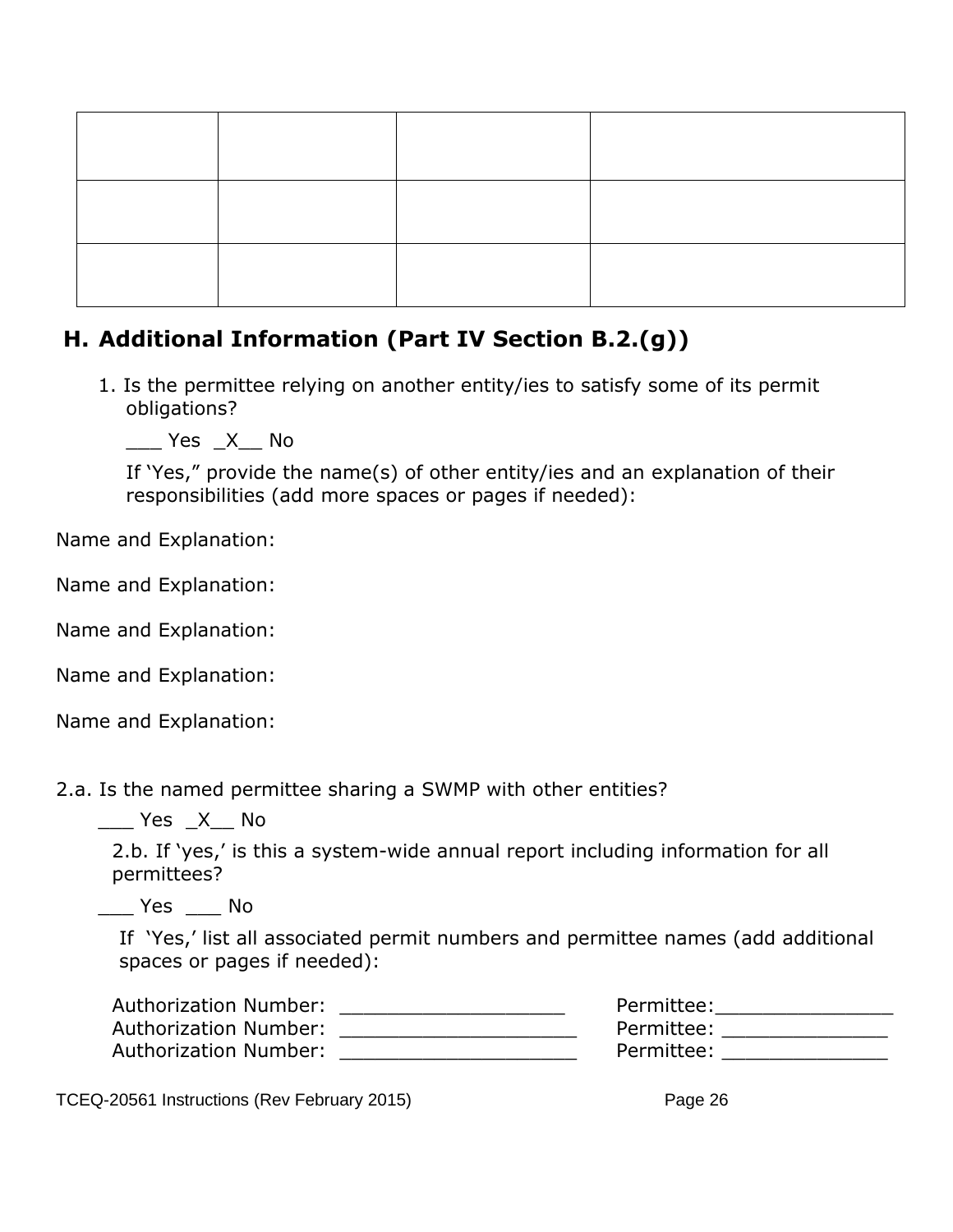| | | | |
|---|---|---|---|
| | | | |
| | | | |
| | | | |

## H. Additional Information (Part IV Section B.2.(g))

1. Is the permittee relying on another entity/ies to satisfy some of its permit obligations?

   ___ Yes _X__ No

   If 'Yes," provide the name(s) of other entity/ies and an explanation of their responsibilities (add more spaces or pages if needed):

Name and Explanation:

Name and Explanation:

Name and Explanation:

Name and Explanation:

Name and Explanation:

2.a. Is the named permittee sharing a SWMP with other entities?

___ Yes _X__ No

2.b. If 'yes,' is this a system-wide annual report including information for all permittees?

___ Yes ___ No

If 'Yes,' list all associated permit numbers and permittee names (add additional spaces or pages if needed):

Authorization Number: ___________________ Permittee:_______________
Authorization Number: ____________________ Permittee: ______________
Authorization Number: ____________________ Permittee: ______________

TCEQ-20561 Instructions (Rev February 2015)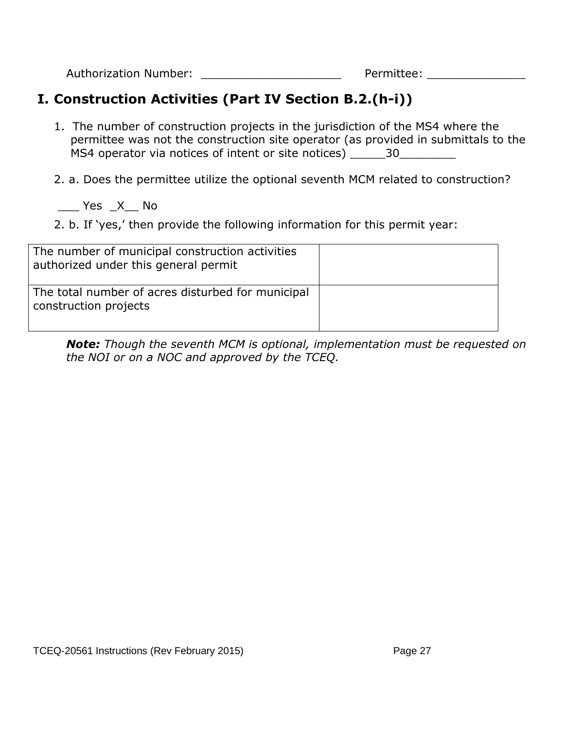Authorization Number: ____________________ Permittee: ______________

## I. Construction Activities (Part IV Section B.2.(h-i))

1. The number of construction projects in the jurisdiction of the MS4 where the permittee was not the construction site operator (as provided in submittals to the MS4 operator via notices of intent or site notices) _____30________

2. a. Does the permittee utilize the optional seventh MCM related to construction?

___ Yes _X__ No

2. b. If 'yes,' then provide the following information for this permit year:

| | |
|---|---|
| The number of municipal construction activities authorized under this general permit | |
| The total number of acres disturbed for municipal construction projects | |

***Note:*** *Though the seventh MCM is optional, implementation must be requested on the NOI or on a NOC and approved by the TCEQ.*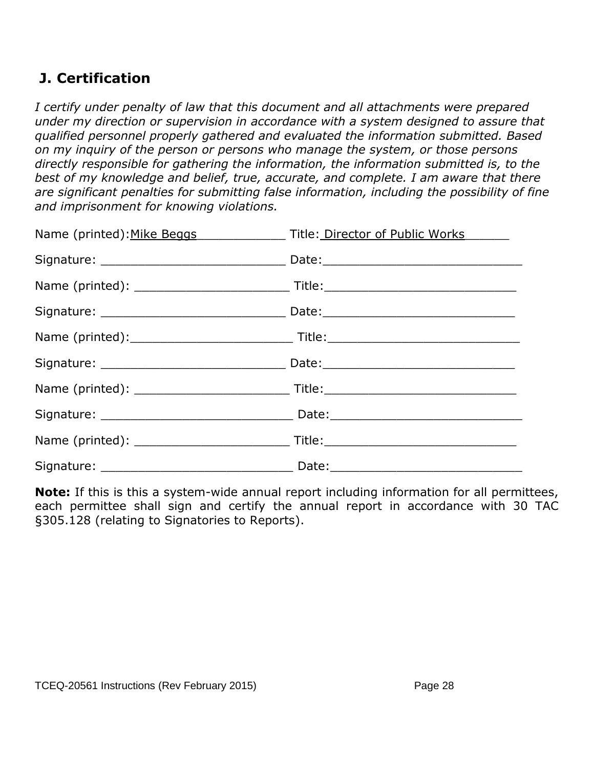## J. Certification

*I certify under penalty of law that this document and all attachments were prepared under my direction or supervision in accordance with a system designed to assure that qualified personnel properly gathered and evaluated the information submitted. Based on my inquiry of the person or persons who manage the system, or those persons directly responsible for gathering the information, the information submitted is, to the best of my knowledge and belief, true, accurate, and complete. I am aware that there are significant penalties for submitting false information, including the possibility of fine and imprisonment for knowing violations.*

Name (printed): Mike Beggs____________ Title: Director of Public Works______

Signature: _________________________ Date:___________________________

Name (printed): _____________________ Title:__________________________

Signature: _________________________ Date:__________________________

Name (printed):______________________ Title:__________________________

Signature: _________________________ Date:__________________________

Name (printed): _____________________ Title:__________________________

Signature: __________________________ Date:__________________________

Name (printed): _____________________ Title:__________________________

Signature: __________________________ Date:__________________________

**Note:** If this is this a system-wide annual report including information for all permittees, each permittee shall sign and certify the annual report in accordance with 30 TAC §305.128 (relating to Signatories to Reports).

TCEQ-20561 Instructions (Rev February 2015)